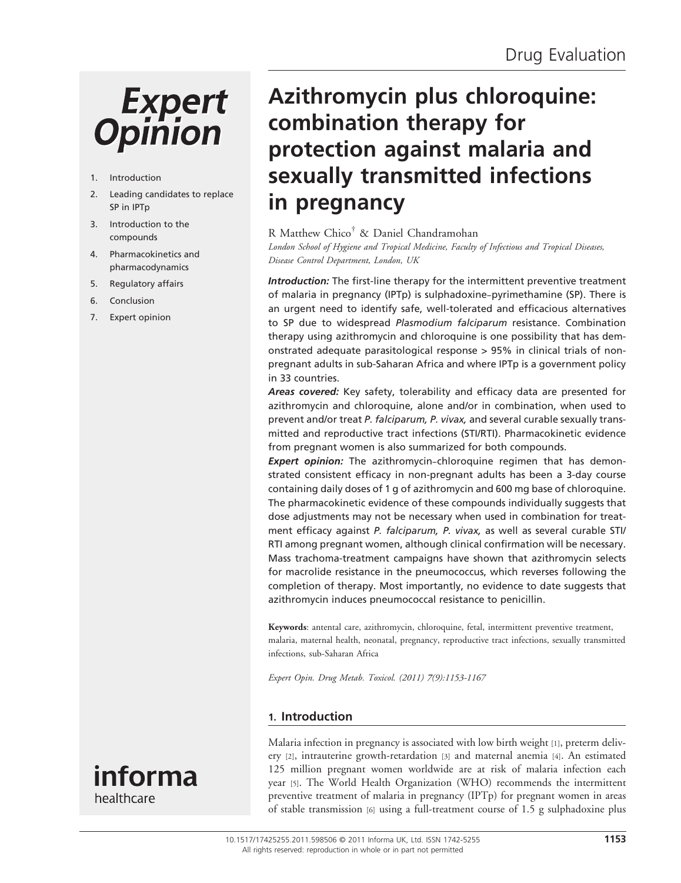Drug Evaluation

# Azithromycin plus chloroquine: combination therapy for protection against malaria and sexually transmitted infections in pregnancy

R Matthew Chico[†] & Daniel Chandramohan

*London School of Hygiene and Tropical Medicine, Faculty of Infectious and Tropical Diseases, Disease Control Department, London, UK*

1. Introduction
2. Leading candidates to replace SP in IPTp
3. Introduction to the compounds
4. Pharmacokinetics and pharmacodynamics
5. Regulatory affairs
6. Conclusion
7. Expert opinion

***Introduction:*** The first-line therapy for the intermittent preventive treatment of malaria in pregnancy (IPTp) is sulphadoxine–pyrimethamine (SP). There is an urgent need to identify safe, well-tolerated and efficacious alternatives to SP due to widespread *Plasmodium falciparum* resistance. Combination therapy using azithromycin and chloroquine is one possibility that has demonstrated adequate parasitological response > 95% in clinical trials of non-pregnant adults in sub-Saharan Africa and where IPTp is a government policy in 33 countries.

***Areas covered:*** Key safety, tolerability and efficacy data are presented for azithromycin and chloroquine, alone and/or in combination, when used to prevent and/or treat *P. falciparum, P. vivax,* and several curable sexually transmitted and reproductive tract infections (STI/RTI). Pharmacokinetic evidence from pregnant women is also summarized for both compounds.

***Expert opinion:*** The azithromycin–chloroquine regimen that has demonstrated consistent efficacy in non-pregnant adults has been a 3-day course containing daily doses of 1 g of azithromycin and 600 mg base of chloroquine. The pharmacokinetic evidence of these compounds individually suggests that dose adjustments may not be necessary when used in combination for treatment efficacy against *P. falciparum, P. vivax,* as well as several curable STI/RTI among pregnant women, although clinical confirmation will be necessary. Mass trachoma-treatment campaigns have shown that azithromycin selects for macrolide resistance in the pneumococcus, which reverses following the completion of therapy. Most importantly, no evidence to date suggests that azithromycin induces pneumococcal resistance to penicillin.

**Keywords**: antental care, azithromycin, chloroquine, fetal, intermittent preventive treatment, malaria, maternal health, neonatal, pregnancy, reproductive tract infections, sexually transmitted infections, sub-Saharan Africa

*Expert Opin. Drug Metab. Toxicol. (2011) 7(9):1153-1167*

## 1. Introduction

Malaria infection in pregnancy is associated with low birth weight [1], preterm delivery [2], intrauterine growth-retardation [3] and maternal anemia [4]. An estimated 125 million pregnant women worldwide are at risk of malaria infection each year [5]. The World Health Organization (WHO) recommends the intermittent preventive treatment of malaria in pregnancy (IPTp) for pregnant women in areas of stable transmission [6] using a full-treatment course of 1.5 g sulphadoxine plus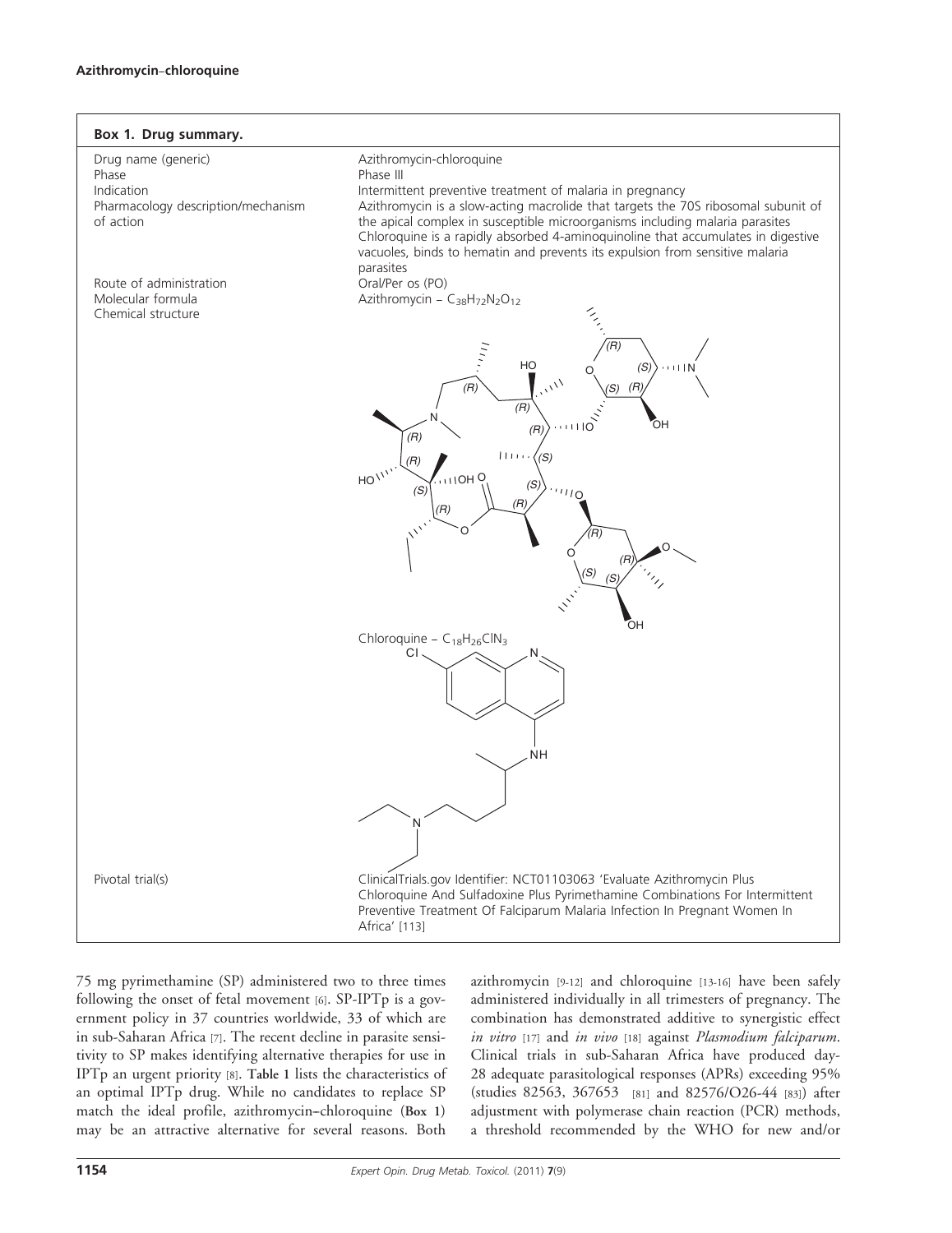## Box 1. Drug summary.

| | |
|---|---|
| Drug name (generic) | Azithromycin-chloroquine |
| Phase | Phase III |
| Indication | Intermittent preventive treatment of malaria in pregnancy |
| Pharmacology description/mechanism of action | Azithromycin is a slow-acting macrolide that targets the 70S ribosomal subunit of the apical complex in susceptible microorganisms including malaria parasites. Chloroquine is a rapidly absorbed 4-aminoquinoline that accumulates in digestive vacuoles, binds to hematin and prevents its expulsion from sensitive malaria parasites |
| Route of administration | Oral/Per os (PO) |
| Molecular formula | Azithromycin – $C_{38}H_{72}N_2O_{12}$ |
| Chemical structure | Chloroquine – $C_{18}H_{26}ClN_3$ |
| Pivotal trial(s) | ClinicalTrials.gov Identifier: NCT01103063 'Evaluate Azithromycin Plus Chloroquine And Sulfadoxine Plus Pyrimethamine Combinations For Intermittent Preventive Treatment Of Falciparum Malaria Infection In Pregnant Women In Africa' [113] |

75 mg pyrimethamine (SP) administered two to three times following the onset of fetal movement [6]. SP-IPTp is a government policy in 37 countries worldwide, 33 of which are in sub-Saharan Africa [7]. The recent decline in parasite sensitivity to SP makes identifying alternative therapies for use in IPTp an urgent priority [8]. **Table 1** lists the characteristics of an optimal IPTp drug. While no candidates to replace SP match the ideal profile, azithromycin–chloroquine (**Box 1**) may be an attractive alternative for several reasons. Both azithromycin [9-12] and chloroquine [13-16] have been safely administered individually in all trimesters of pregnancy. The combination has demonstrated additive to synergistic effect *in vitro* [17] and *in vivo* [18] against *Plasmodium falciparum*. Clinical trials in sub-Saharan Africa have produced day-28 adequate parasitological responses (APRs) exceeding 95% (studies 82563, 367653 [81] and 82576/O26-44 [83]) after adjustment with polymerase chain reaction (PCR) methods, a threshold recommended by the WHO for new and/or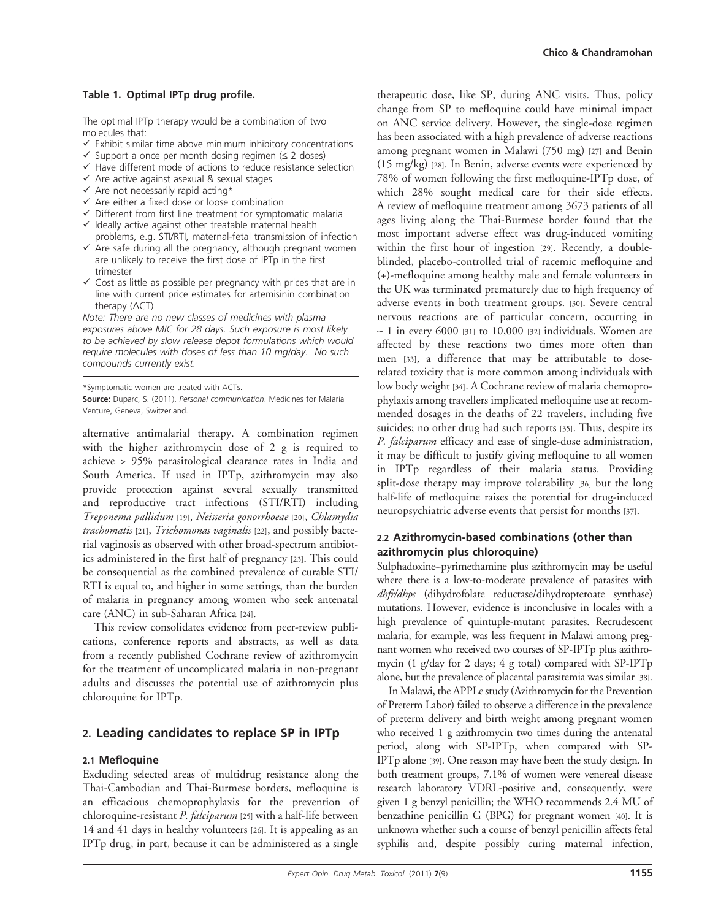**Table 1. Optimal IPTp drug profile.**

The optimal IPTp therapy would be a combination of two molecules that:

- ✓ Exhibit similar time above minimum inhibitory concentrations
- ✓ Support a once per month dosing regimen (≤ 2 doses)
- ✓ Have different mode of actions to reduce resistance selection
- ✓ Are active against asexual & sexual stages
- ✓ Are not necessarily rapid acting*
- ✓ Are either a fixed dose or loose combination
- ✓ Different from first line treatment for symptomatic malaria
- ✓ Ideally active against other treatable maternal health problems, e.g. STI/RTI, maternal-fetal transmission of infection
- ✓ Are safe during all the pregnancy, although pregnant women are unlikely to receive the first dose of IPTp in the first trimester
- ✓ Cost as little as possible per pregnancy with prices that are in line with current price estimates for artemisinin combination therapy (ACT)

*Note: There are no new classes of medicines with plasma exposures above MIC for 28 days. Such exposure is most likely to be achieved by slow release depot formulations which would require molecules with doses of less than 10 mg/day. No such compounds currently exist.*

*Symptomatic women are treated with ACTs.

**Source:** Duparc, S. (2011). *Personal communication*. Medicines for Malaria Venture, Geneva, Switzerland.

alternative antimalarial therapy. A combination regimen with the higher azithromycin dose of 2 g is required to achieve > 95% parasitological clearance rates in India and South America. If used in IPTp, azithromycin may also provide protection against several sexually transmitted and reproductive tract infections (STI/RTI) including *Treponema pallidum* [19], *Neisseria gonorrhoeae* [20], *Chlamydia trachomatis* [21], *Trichomonas vaginalis* [22], and possibly bacterial vaginosis as observed with other broad-spectrum antibiotics administered in the first half of pregnancy [23]. This could be consequential as the combined prevalence of curable STI/RTI is equal to, and higher in some settings, than the burden of malaria in pregnancy among women who seek antenatal care (ANC) in sub-Saharan Africa [24].

This review consolidates evidence from peer-review publications, conference reports and abstracts, as well as data from a recently published Cochrane review of azithromycin for the treatment of uncomplicated malaria in non-pregnant adults and discusses the potential use of azithromycin plus chloroquine for IPTp.

## 2. Leading candidates to replace SP in IPTp

### 2.1 Mefloquine

Excluding selected areas of multidrug resistance along the Thai-Cambodian and Thai-Burmese borders, mefloquine is an efficacious chemoprophylaxis for the prevention of chloroquine-resistant *P. falciparum* [25] with a half-life between 14 and 41 days in healthy volunteers [26]. It is appealing as an IPTp drug, in part, because it can be administered as a single therapeutic dose, like SP, during ANC visits. Thus, policy change from SP to mefloquine could have minimal impact on ANC service delivery. However, the single-dose regimen has been associated with a high prevalence of adverse reactions among pregnant women in Malawi (750 mg) [27] and Benin (15 mg/kg) [28]. In Benin, adverse events were experienced by 78% of women following the first mefloquine-IPTp dose, of which 28% sought medical care for their side effects. A review of mefloquine treatment among 3673 patients of all ages living along the Thai-Burmese border found that the most important adverse effect was drug-induced vomiting within the first hour of ingestion [29]. Recently, a double-blinded, placebo-controlled trial of racemic mefloquine and (+)-mefloquine among healthy male and female volunteers in the UK was terminated prematurely due to high frequency of adverse events in both treatment groups. [30]. Severe central nervous reactions are of particular concern, occurring in ~ 1 in every 6000 [31] to 10,000 [32] individuals. Women are affected by these reactions two times more often than men [33], a difference that may be attributable to dose-related toxicity that is more common among individuals with low body weight [34]. A Cochrane review of malaria chemoprophylaxis among travellers implicated mefloquine use at recommended dosages in the deaths of 22 travelers, including five suicides; no other drug had such reports [35]. Thus, despite its *P. falciparum* efficacy and ease of single-dose administration, it may be difficult to justify giving mefloquine to all women in IPTp regardless of their malaria status. Providing split-dose therapy may improve tolerability [36] but the long half-life of mefloquine raises the potential for drug-induced neuropsychiatric adverse events that persist for months [37].

### 2.2 Azithromycin-based combinations (other than azithromycin plus chloroquine)

Sulphadoxine–pyrimethamine plus azithromycin may be useful where there is a low-to-moderate prevalence of parasites with *dhfr/dhps* (dihydrofolate reductase/dihydropteroate synthase) mutations. However, evidence is inconclusive in locales with a high prevalence of quintuple-mutant parasites. Recrudescent malaria, for example, was less frequent in Malawi among pregnant women who received two courses of SP-IPTp plus azithromycin (1 g/day for 2 days; 4 g total) compared with SP-IPTp alone, but the prevalence of placental parasitemia was similar [38].

In Malawi, the APPLe study (Azithromycin for the Prevention of Preterm Labor) failed to observe a difference in the prevalence of preterm delivery and birth weight among pregnant women who received 1 g azithromycin two times during the antenatal period, along with SP-IPTp, when compared with SP-IPTp alone [39]. One reason may have been the study design. In both treatment groups, 7.1% of women were venereal disease research laboratory VDRL-positive and, consequently, were given 1 g benzyl penicillin; the WHO recommends 2.4 MU of benzathine penicillin G (BPG) for pregnant women [40]. It is unknown whether such a course of benzyl penicillin affects fetal syphilis and, despite possibly curing maternal infection,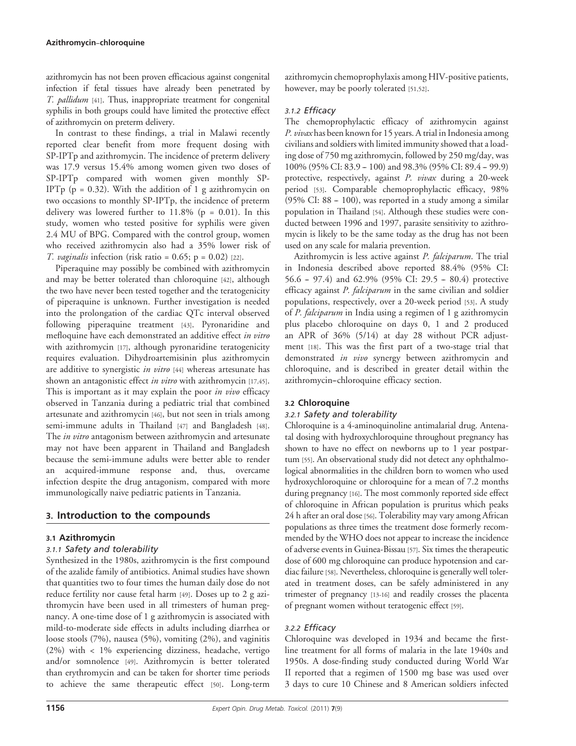azithromycin has not been proven efficacious against congenital infection if fetal tissues have already been penetrated by *T. pallidum* [41]. Thus, inappropriate treatment for congenital syphilis in both groups could have limited the protective effect of azithromycin on preterm delivery.

In contrast to these findings, a trial in Malawi recently reported clear benefit from more frequent dosing with SP-IPTp and azithromycin. The incidence of preterm delivery was 17.9 versus 15.4% among women given two doses of SP-IPTp compared with women given monthly SP-IPTp (p = 0.32). With the addition of 1 g azithromycin on two occasions to monthly SP-IPTp, the incidence of preterm delivery was lowered further to 11.8% (p = 0.01). In this study, women who tested positive for syphilis were given 2.4 MU of BPG. Compared with the control group, women who received azithromycin also had a 35% lower risk of *T. vaginalis* infection (risk ratio = 0.65; p = 0.02) [22].

Piperaquine may possibly be combined with azithromycin and may be better tolerated than chloroquine [42], although the two have never been tested together and the teratogenicity of piperaquine is unknown. Further investigation is needed into the prolongation of the cardiac QTc interval observed following piperaquine treatment [43]. Pyronaridine and mefloquine have each demonstrated an additive effect *in vitro* with azithromycin [17], although pyronaridine teratogenicity requires evaluation. Dihydroartemisinin plus azithromycin are additive to synergistic *in vitro* [44] whereas artesunate has shown an antagonistic effect *in vitro* with azithromycin [17,45]. This is important as it may explain the poor *in vivo* efficacy observed in Tanzania during a pediatric trial that combined artesunate and azithromycin [46], but not seen in trials among semi-immune adults in Thailand [47] and Bangladesh [48]. The *in vitro* antagonism between azithromycin and artesunate may not have been apparent in Thailand and Bangladesh because the semi-immune adults were better able to render an acquired-immune response and, thus, overcame infection despite the drug antagonism, compared with more immunologically naive pediatric patients in Tanzania.

## 3. Introduction to the compounds

### 3.1 Azithromycin

#### 3.1.1 Safety and tolerability

Synthesized in the 1980s, azithromycin is the first compound of the azalide family of antibiotics. Animal studies have shown that quantities two to four times the human daily dose do not reduce fertility nor cause fetal harm [49]. Doses up to 2 g azithromycin have been used in all trimesters of human pregnancy. A one-time dose of 1 g azithromycin is associated with mild-to-moderate side effects in adults including diarrhea or loose stools (7%), nausea (5%), vomiting (2%), and vaginitis (2%) with < 1% experiencing dizziness, headache, vertigo and/or somnolence [49]. Azithromycin is better tolerated than erythromycin and can be taken for shorter time periods to achieve the same therapeutic effect [50]. Long-term azithromycin chemoprophylaxis among HIV-positive patients, however, may be poorly tolerated [51,52].

#### 3.1.2 Efficacy

The chemoprophylactic efficacy of azithromycin against *P. vivax* has been known for 15 years. A trial in Indonesia among civilians and soldiers with limited immunity showed that a loading dose of 750 mg azithromycin, followed by 250 mg/day, was 100% (95% CI: 83.9 – 100) and 98.3% (95% CI: 89.4 – 99.9) protective, respectively, against *P. vivax* during a 20-week period [53]. Comparable chemoprophylactic efficacy, 98% (95% CI: 88 – 100), was reported in a study among a similar population in Thailand [54]. Although these studies were conducted between 1996 and 1997, parasite sensitivity to azithromycin is likely to be the same today as the drug has not been used on any scale for malaria prevention.

Azithromycin is less active against *P. falciparum*. The trial in Indonesia described above reported 88.4% (95% CI: 56.6 – 97.4) and 62.9% (95% CI: 29.5 – 80.4) protective efficacy against *P. falciparum* in the same civilian and soldier populations, respectively, over a 20-week period [53]. A study of *P. falciparum* in India using a regimen of 1 g azithromycin plus placebo chloroquine on days 0, 1 and 2 produced an APR of 36% (5/14) at day 28 without PCR adjustment [18]. This was the first part of a two-stage trial that demonstrated *in vivo* synergy between azithromycin and chloroquine, and is described in greater detail within the azithromycin–chloroquine efficacy section.

### 3.2 Chloroquine

#### 3.2.1 Safety and tolerability

Chloroquine is a 4-aminoquinoline antimalarial drug. Antenatal dosing with hydroxychloroquine throughout pregnancy has shown to have no effect on newborns up to 1 year postpartum [55]. An observational study did not detect any ophthalmological abnormalities in the children born to women who used hydroxychloroquine or chloroquine for a mean of 7.2 months during pregnancy [16]. The most commonly reported side effect of chloroquine in African population is pruritus which peaks 24 h after an oral dose [56]. Tolerability may vary among African populations as three times the treatment dose formerly recommended by the WHO does not appear to increase the incidence of adverse events in Guinea-Bissau [57]. Six times the therapeutic dose of 600 mg chloroquine can produce hypotension and cardiac failure [58]. Nevertheless, chloroquine is generally well tolerated in treatment doses, can be safely administered in any trimester of pregnancy [13-16] and readily crosses the placenta of pregnant women without teratogenic effect [59].

#### 3.2.2 Efficacy

Chloroquine was developed in 1934 and became the first-line treatment for all forms of malaria in the late 1940s and 1950s. A dose-finding study conducted during World War II reported that a regimen of 1500 mg base was used over 3 days to cure 10 Chinese and 8 American soldiers infected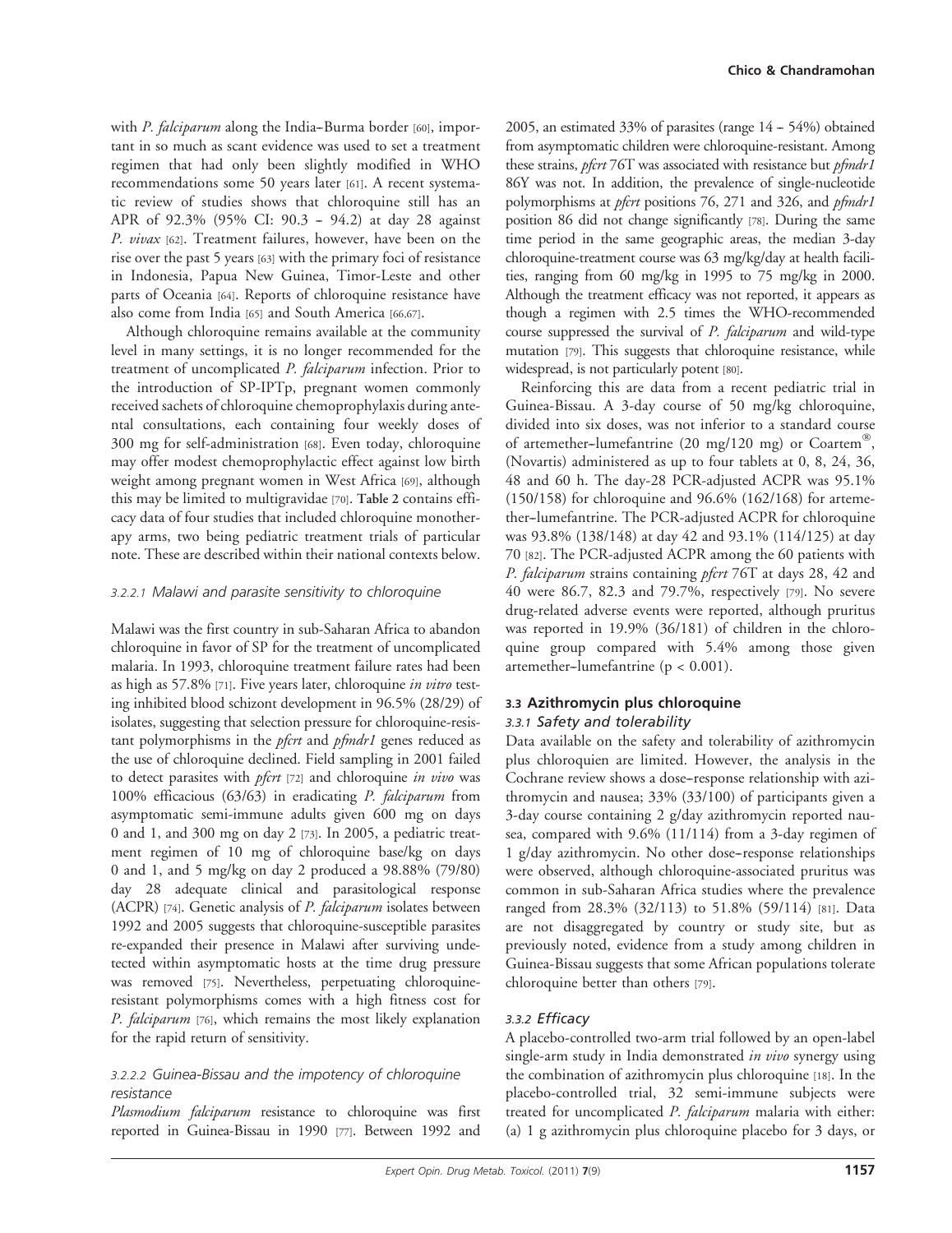with *P. falciparum* along the India–Burma border [60], important in so much as scant evidence was used to set a treatment regimen that had only been slightly modified in WHO recommendations some 50 years later [61]. A recent systematic review of studies shows that chloroquine still has an APR of 92.3% (95% CI: 90.3 – 94.2) at day 28 against *P. vivax* [62]. Treatment failures, however, have been on the rise over the past 5 years [63] with the primary foci of resistance in Indonesia, Papua New Guinea, Timor-Leste and other parts of Oceania [64]. Reports of chloroquine resistance have also come from India [65] and South America [66,67].

Although chloroquine remains available at the community level in many settings, it is no longer recommended for the treatment of uncomplicated *P. falciparum* infection. Prior to the introduction of SP-IPTp, pregnant women commonly received sachets of chloroquine chemoprophylaxis during antenatal consultations, each containing four weekly doses of 300 mg for self-administration [68]. Even today, chloroquine may offer modest chemoprophylactic effect against low birth weight among pregnant women in West Africa [69], although this may be limited to multigravidae [70]. **Table 2** contains efficacy data of four studies that included chloroquine monotherapy arms, two being pediatric treatment trials of particular note. These are described within their national contexts below.

#### 3.2.2.1 Malawi and parasite sensitivity to chloroquine

Malawi was the first country in sub-Saharan Africa to abandon chloroquine in favor of SP for the treatment of uncomplicated malaria. In 1993, chloroquine treatment failure rates had been as high as 57.8% [71]. Five years later, chloroquine *in vitro* testing inhibited blood schizont development in 96.5% (28/29) of isolates, suggesting that selection pressure for chloroquine-resistant polymorphisms in the *pfcrt* and *pfmdr1* genes reduced as the use of chloroquine declined. Field sampling in 2001 failed to detect parasites with *pfcrt* [72] and chloroquine *in vivo* was 100% efficacious (63/63) in eradicating *P. falciparum* from asymptomatic semi-immune adults given 600 mg on days 0 and 1, and 300 mg on day 2 [73]. In 2005, a pediatric treatment regimen of 10 mg of chloroquine base/kg on days 0 and 1, and 5 mg/kg on day 2 produced a 98.88% (79/80) day 28 adequate clinical and parasitological response (ACPR) [74]. Genetic analysis of *P. falciparum* isolates between 1992 and 2005 suggests that chloroquine-susceptible parasites re-expanded their presence in Malawi after surviving undetected within asymptomatic hosts at the time drug pressure was removed [75]. Nevertheless, perpetuating chloroquine-resistant polymorphisms comes with a high fitness cost for *P. falciparum* [76], which remains the most likely explanation for the rapid return of sensitivity.

#### 3.2.2.2 Guinea-Bissau and the impotency of chloroquine resistance

*Plasmodium falciparum* resistance to chloroquine was first reported in Guinea-Bissau in 1990 [77]. Between 1992 and 2005, an estimated 33% of parasites (range 14 – 54%) obtained from asymptomatic children were chloroquine-resistant. Among these strains, *pfcrt* 76T was associated with resistance but *pfmdr1* 86Y was not. In addition, the prevalence of single-nucleotide polymorphisms at *pfcrt* positions 76, 271 and 326, and *pfmdr1* position 86 did not change significantly [78]. During the same time period in the same geographic areas, the median 3-day chloroquine-treatment course was 63 mg/kg/day at health facilities, ranging from 60 mg/kg in 1995 to 75 mg/kg in 2000. Although the treatment efficacy was not reported, it appears as though a regimen with 2.5 times the WHO-recommended course suppressed the survival of *P. falciparum* and wild-type mutation [79]. This suggests that chloroquine resistance, while widespread, is not particularly potent [80].

Reinforcing this are data from a recent pediatric trial in Guinea-Bissau. A 3-day course of 50 mg/kg chloroquine, divided into six doses, was not inferior to a standard course of artemether–lumefantrine (20 mg/120 mg) or Coartem®, (Novartis) administered as up to four tablets at 0, 8, 24, 36, 48 and 60 h. The day-28 PCR-adjusted ACPR was 95.1% (150/158) for chloroquine and 96.6% (162/168) for artemether–lumefantrine. The PCR-adjusted ACPR for chloroquine was 93.8% (138/148) at day 42 and 93.1% (114/125) at day 70 [82]. The PCR-adjusted ACPR among the 60 patients with *P. falciparum* strains containing *pfcrt* 76T at days 28, 42 and 40 were 86.7, 82.3 and 79.7%, respectively [79]. No severe drug-related adverse events were reported, although pruritus was reported in 19.9% (36/181) of children in the chloroquine group compared with 5.4% among those given artemether–lumefantrine ($p < 0.001$).

### 3.3 Azithromycin plus chloroquine

#### 3.3.1 Safety and tolerability

Data available on the safety and tolerability of azithromycin plus chloroquien are limited. However, the analysis in the Cochrane review shows a dose–response relationship with azithromycin and nausea; 33% (33/100) of participants given a 3-day course containing 2 g/day azithromycin reported nausea, compared with 9.6% (11/114) from a 3-day regimen of 1 g/day azithromycin. No other dose–response relationships were observed, although chloroquine-associated pruritus was common in sub-Saharan Africa studies where the prevalence ranged from 28.3% (32/113) to 51.8% (59/114) [81]. Data are not disaggregated by country or study site, but as previously noted, evidence from a study among children in Guinea-Bissau suggests that some African populations tolerate chloroquine better than others [79].

#### 3.3.2 Efficacy

A placebo-controlled two-arm trial followed by an open-label single-arm study in India demonstrated *in vivo* synergy using the combination of azithromycin plus chloroquine [18]. In the placebo-controlled trial, 32 semi-immune subjects were treated for uncomplicated *P. falciparum* malaria with either: (a) 1 g azithromycin plus chloroquine placebo for 3 days, or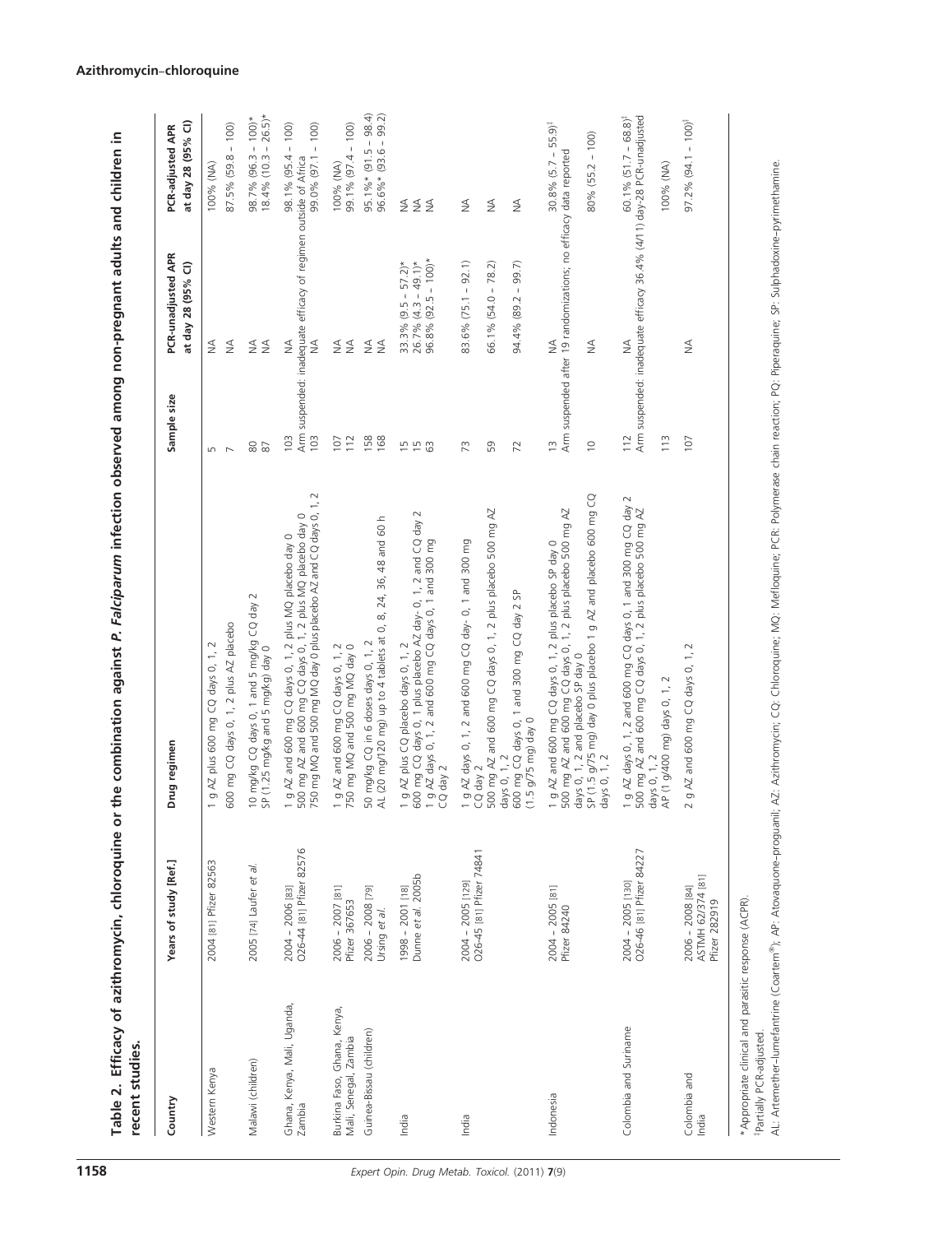**Table 2. Efficacy of azithromycin, chloroquine or the combination against *P. Falciparum* infection observed among non-pregnant adults and children in recent studies.**

| Country | Years of study [Ref.] | Drug regimen | Sample size | PCR-unadjusted APR at day 28 (95% CI) | PCR-adjusted APR at day 28 (95% CI) |
|---|---|---|---|---|---|
| Western Kenya | 2004 [81] Pfizer 82563 | 1 g AZ plus 600 mg CQ days 0, 1, 2 | 5 | NA | 100% (NA) |
| | | 600 mg CQ days 0, 1, 2 plus AZ placebo | 7 | NA | 87.5% (59.8 – 100) |
| Malawi (children) | 2005 [74] Laufer *et al.* | 10 mg/kg CQ days 0, 1 and 5 mg/kg CQ day 2 | 80 | NA | 98.7% (96.3 – 100)* |
| | | SP (1.25 mg/kg and 5 mg/kg) day 0 | 87 | NA | 18.4% (10.3 – 26.5)* |
| Ghana, Kenya, Mali, Uganda, Zambia | 2004 – 2006 [83] O26-44 [81] Pfizer 82576 | 1 g AZ and 600 mg CQ days 0, 1, 2 plus MQ placebo day 0 | 103 | NA | 98.1% (95.4 – 100) |
| | | 500 mg AZ and 600 mg CQ days 0, 1, 2 plus MQ placebo day 0 | Arm suspended: inadequate efficacy of regimen outside of Africa | | |
| | | 750 mg MQ and 500 mg MQ day 0 plus placebo AZ and CQ days 0, 1, 2 | 103 | NA | 99.0% (97.1 – 100) |
| Burkina Faso, Ghana, Kenya, Mali, Senegal, Zambia | 2006 – 2007 [81] Pfizer 367653 | 1 g AZ and 600 mg CQ days 0, 1, 2 | 107 | NA | 100% (NA) |
| | | 750 mg MQ and 500 mg MQ day 0 | 112 | NA | 99.1% (97.4 – 100) |
| Guinea-Bissau (children) | 2006 – 2008 [79] Ursing *et al.* | 50 mg/kg CQ in 6 doses days 0, 1, 2 | 158 | NA | 95.1%* (91.5 – 98.4) |
| | | AL (20 mg/120 mg) up to 4 tablets at 0, 8, 24, 36, 48 and 60 h | 168 | NA | 96.6%* (93.6 – 99.2) |
| India | 1998 – 2001 [18] Dunne *et al.* 2005b | 1 g AZ plus CQ placebo days 0, 1, 2 | 15 | 33.3% (9.5 – 57.2)* | NA |
| | | 600 mg CQ days 0, 1 plus placebo AZ day- 0, 1, 2 and CQ day 2 | 15 | 26.7% (4.3 – 49.1)* | NA |
| | | 1 g AZ days 0, 1, 2 and 600 mg CQ days 0, 1 and 300 mg CQ day 2 | 63 | 96.8% (92.5 – 100)* | NA |
| India | 2004 – 2005 [129] O26-45 [81] Pfizer 74841 | 1 g AZ days 0, 1, 2 and 600 mg CQ day- 0, 1 and 300 mg CQ day 2 | 73 | 83.6% (75.1 – 92.1) | NA |
| | | 500 mg AZ and 600 mg CQ days 0, 1, 2 plus placebo 500 mg AZ days 0, 1, 2 | 59 | 66.1% (54.0 – 78.2) | NA |
| | | 600 mg CQ days 0, 1 and 300 mg CQ day 2 SP (1.5 g/75 mg) day 0 | 72 | 94.4% (89.2 – 99.7) | NA |
| Indonesia | 2004 – 2005 [81] Pfizer 84240 | 1 g AZ and 600 mg CQ days 0, 1, 2 plus placebo SP day 0 | 13 | NA | 30.8% (5.7 – 55.9)[‡] |
| | | 500 mg AZ and 600 mg CQ days 0, 1, 2 plus placebo 500 mg AZ days 0, 1, 2 and placebo SP day 0 | Arm suspended after 19 randomizations; no efficacy data reported | | |
| | | SP (1.5 g/75 mg) day 0 plus placebo 1 g AZ and placebo 600 mg CQ days 0, 1, 2 | 10 | NA | 80% (55.2 – 100) |
| Colombia and Suriname | 2004 – 2005 [130] O26-46 [81] Pfizer 84227 | 1 g AZ days 0, 1, 2 and 600 mg CQ days 0, 1 and 300 mg CQ day 2 | 112 | NA | 60.1% (51.7 – 68.8)[‡] |
| | | 500 mg AZ and 600 mg CQ days 0, 1, 2 plus placebo 500 mg AZ days 0, 1, 2 | Arm suspended: inadequate efficacy 36.4% (4/11) day-28 PCR-unadjusted | | |
| | | AP (1 g/400 mg) days 0, 1, 2 | 113 | | 100% (NA) |
| Colombia and India | 2006 – 2008 [84] ASTMH 62/374 [81] Pfizer 282919 | 2 g AZ and 600 mg CQ days 0, 1, 2 | 107 | NA | 97.2% (94.1 – 100)[‡] |

*Appropriate clinical and parasitic response (ACPR).

[‡]Partially PCR-adjusted.

AL: Artemether–lumefantrine (Coartem®); AP: Atovaquone–proguanil; AZ: Azithromycin; CQ: Chloroquine; MQ: Mefloquine; PCR: Polymerase chain reaction; PQ: Piperaquine; SP: Sulphadoxine–pyrimethamine.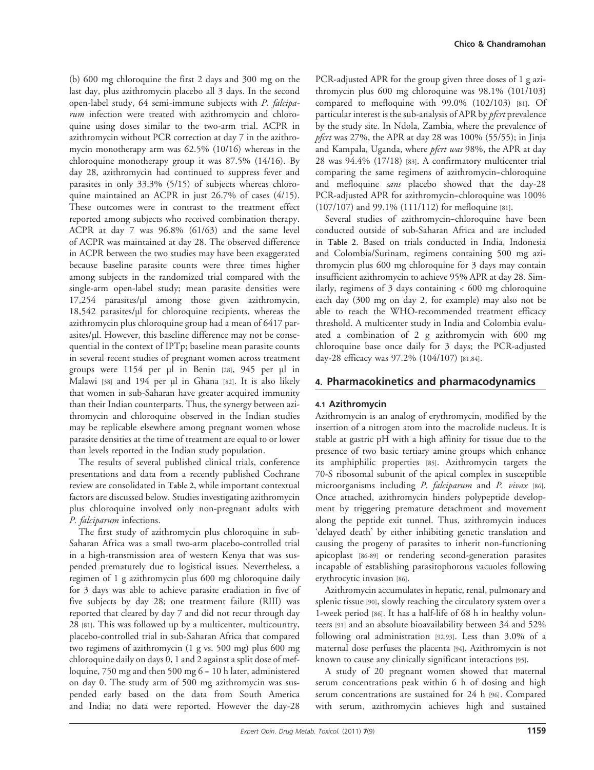(b) 600 mg chloroquine the first 2 days and 300 mg on the last day, plus azithromycin placebo all 3 days. In the second open-label study, 64 semi-immune subjects with *P. falciparum* infection were treated with azithromycin and chloroquine using doses similar to the two-arm trial. ACPR in azithromycin without PCR correction at day 7 in the azithromycin monotherapy arm was 62.5% (10/16) whereas in the chloroquine monotherapy group it was 87.5% (14/16). By day 28, azithromycin had continued to suppress fever and parasites in only 33.3% (5/15) of subjects whereas chloroquine maintained an ACPR in just 26.7% of cases (4/15). These outcomes were in contrast to the treatment effect reported among subjects who received combination therapy. ACPR at day 7 was 96.8% (61/63) and the same level of ACPR was maintained at day 28. The observed difference in ACPR between the two studies may have been exaggerated because baseline parasite counts were three times higher among subjects in the randomized trial compared with the single-arm open-label study; mean parasite densities were 17,254 parasites/µl among those given azithromycin, 18,542 parasites/µl for chloroquine recipients, whereas the azithromycin plus chloroquine group had a mean of 6417 parasites/µl. However, this baseline difference may not be consequential in the context of IPTp; baseline mean parasite counts in several recent studies of pregnant women across treatment groups were 1154 per µl in Benin [28], 945 per µl in Malawi [38] and 194 per µl in Ghana [82]. It is also likely that women in sub-Saharan have greater acquired immunity than their Indian counterparts. Thus, the synergy between azithromycin and chloroquine observed in the Indian studies may be replicable elsewhere among pregnant women whose parasite densities at the time of treatment are equal to or lower than levels reported in the Indian study population.

The results of several published clinical trials, conference presentations and data from a recently published Cochrane review are consolidated in **Table 2**, while important contextual factors are discussed below. Studies investigating azithromycin plus chloroquine involved only non-pregnant adults with *P. falciparum* infections.

The first study of azithromycin plus chloroquine in sub-Saharan Africa was a small two-arm placebo-controlled trial in a high-transmission area of western Kenya that was suspended prematurely due to logistical issues. Nevertheless, a regimen of 1 g azithromycin plus 600 mg chloroquine daily for 3 days was able to achieve parasite eradiation in five of five subjects by day 28; one treatment failure (RIII) was reported that cleared by day 7 and did not recur through day 28 [81]. This was followed up by a multicenter, multicountry, placebo-controlled trial in sub-Saharan Africa that compared two regimens of azithromycin (1 g vs. 500 mg) plus 600 mg chloroquine daily on days 0, 1 and 2 against a split dose of mefloquine, 750 mg and then 500 mg 6 – 10 h later, administered on day 0. The study arm of 500 mg azithromycin was suspended early based on the data from South America and India; no data were reported. However the day-28 PCR-adjusted APR for the group given three doses of 1 g azithromycin plus 600 mg chloroquine was 98.1% (101/103) compared to mefloquine with 99.0% (102/103) [81]. Of particular interest is the sub-analysis of APR by *pfcrt* prevalence by the study site. In Ndola, Zambia, where the prevalence of *pfcrt* was 27%, the APR at day 28 was 100% (55/55); in Jinja and Kampala, Uganda, where *pfcrt was* 98%, the APR at day 28 was 94.4% (17/18) [83]. A confirmatory multicenter trial comparing the same regimens of azithromycin–chloroquine and mefloquine *sans* placebo showed that the day-28 PCR-adjusted APR for azithromycin–chloroquine was 100% (107/107) and 99.1% (111/112) for mefloquine [81].

Several studies of azithromycin–chloroquine have been conducted outside of sub-Saharan Africa and are included in **Table 2**. Based on trials conducted in India, Indonesia and Colombia/Surinam, regimens containing 500 mg azithromycin plus 600 mg chloroquine for 3 days may contain insufficient azithromycin to achieve 95% APR at day 28. Similarly, regimens of 3 days containing < 600 mg chloroquine each day (300 mg on day 2, for example) may also not be able to reach the WHO-recommended treatment efficacy threshold. A multicenter study in India and Colombia evaluated a combination of 2 g azithromycin with 600 mg chloroquine base once daily for 3 days; the PCR-adjusted day-28 efficacy was 97.2% (104/107) [81,84].

## 4. Pharmacokinetics and pharmacodynamics

### 4.1 Azithromycin

Azithromycin is an analog of erythromycin, modified by the insertion of a nitrogen atom into the macrolide nucleus. It is stable at gastric pH with a high affinity for tissue due to the presence of two basic tertiary amine groups which enhance its amphiphilic properties [85]. Azithromycin targets the 70-S ribosomal subunit of the apical complex in susceptible microorganisms including *P. falciparum* and *P. vivax* [86]. Once attached, azithromycin hinders polypeptide development by triggering premature detachment and movement along the peptide exit tunnel. Thus, azithromycin induces 'delayed death' by either inhibiting genetic translation and causing the progeny of parasites to inherit non-functioning apicoplast [86-89] or rendering second-generation parasites incapable of establishing parasitophorous vacuoles following erythrocytic invasion [86].

Azithromycin accumulates in hepatic, renal, pulmonary and splenic tissue [90], slowly reaching the circulatory system over a 1-week period [86]. It has a half-life of 68 h in healthy volunteers [91] and an absolute bioavailability between 34 and 52% following oral administration [92,93]. Less than 3.0% of a maternal dose perfuses the placenta [94]. Azithromycin is not known to cause any clinically significant interactions [95].

A study of 20 pregnant women showed that maternal serum concentrations peak within 6 h of dosing and high serum concentrations are sustained for 24 h [96]. Compared with serum, azithromycin achieves high and sustained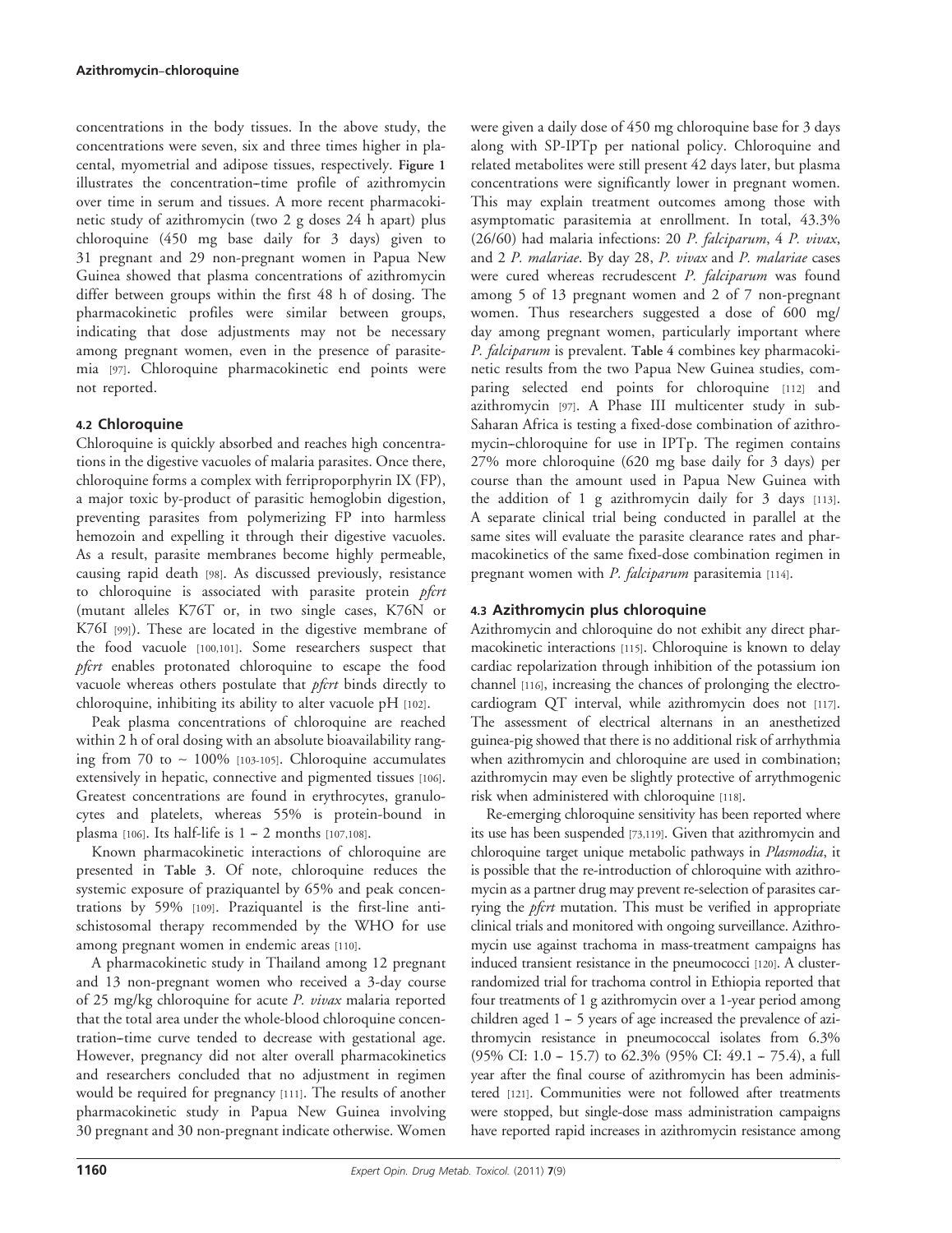concentrations in the body tissues. In the above study, the concentrations were seven, six and three times higher in placental, myometrial and adipose tissues, respectively. **Figure 1** illustrates the concentration–time profile of azithromycin over time in serum and tissues. A more recent pharmacokinetic study of azithromycin (two 2 g doses 24 h apart) plus chloroquine (450 mg base daily for 3 days) given to 31 pregnant and 29 non-pregnant women in Papua New Guinea showed that plasma concentrations of azithromycin differ between groups within the first 48 h of dosing. The pharmacokinetic profiles were similar between groups, indicating that dose adjustments may not be necessary among pregnant women, even in the presence of parasitemia [97]. Chloroquine pharmacokinetic end points were not reported.

### 4.2 Chloroquine

Chloroquine is quickly absorbed and reaches high concentrations in the digestive vacuoles of malaria parasites. Once there, chloroquine forms a complex with ferriproporphyrin IX (FP), a major toxic by-product of parasitic hemoglobin digestion, preventing parasites from polymerizing FP into harmless hemozoin and expelling it through their digestive vacuoles. As a result, parasite membranes become highly permeable, causing rapid death [98]. As discussed previously, resistance to chloroquine is associated with parasite protein *pfcrt* (mutant alleles K76T or, in two single cases, K76N or K76I [99]). These are located in the digestive membrane of the food vacuole [100,101]. Some researchers suspect that *pfcrt* enables protonated chloroquine to escape the food vacuole whereas others postulate that *pfcrt* binds directly to chloroquine, inhibiting its ability to alter vacuole pH [102].

Peak plasma concentrations of chloroquine are reached within 2 h of oral dosing with an absolute bioavailability ranging from 70 to ~ 100% [103-105]. Chloroquine accumulates extensively in hepatic, connective and pigmented tissues [106]. Greatest concentrations are found in erythrocytes, granulocytes and platelets, whereas 55% is protein-bound in plasma [106]. Its half-life is 1 – 2 months [107,108].

Known pharmacokinetic interactions of chloroquine are presented in **Table 3**. Of note, chloroquine reduces the systemic exposure of praziquantel by 65% and peak concentrations by 59% [109]. Praziquantel is the first-line anti-schistosomal therapy recommended by the WHO for use among pregnant women in endemic areas [110].

A pharmacokinetic study in Thailand among 12 pregnant and 13 non-pregnant women who received a 3-day course of 25 mg/kg chloroquine for acute *P. vivax* malaria reported that the total area under the whole-blood chloroquine concentration–time curve tended to decrease with gestational age. However, pregnancy did not alter overall pharmacokinetics and researchers concluded that no adjustment in regimen would be required for pregnancy [111]. The results of another pharmacokinetic study in Papua New Guinea involving 30 pregnant and 30 non-pregnant indicate otherwise. Women were given a daily dose of 450 mg chloroquine base for 3 days along with SP-IPTp per national policy. Chloroquine and related metabolites were still present 42 days later, but plasma concentrations were significantly lower in pregnant women. This may explain treatment outcomes among those with asymptomatic parasitemia at enrollment. In total, 43.3% (26/60) had malaria infections: 20 *P. falciparum*, 4 *P. vivax*, and 2 *P. malariae*. By day 28, *P. vivax* and *P. malariae* cases were cured whereas recrudescent *P. falciparum* was found among 5 of 13 pregnant women and 2 of 7 non-pregnant women. Thus researchers suggested a dose of 600 mg/day among pregnant women, particularly important where *P. falciparum* is prevalent. **Table 4** combines key pharmacokinetic results from the two Papua New Guinea studies, comparing selected end points for chloroquine [112] and azithromycin [97]. A Phase III multicenter study in sub-Saharan Africa is testing a fixed-dose combination of azithromycin–chloroquine for use in IPTp. The regimen contains 27% more chloroquine (620 mg base daily for 3 days) per course than the amount used in Papua New Guinea with the addition of 1 g azithromycin daily for 3 days [113]. A separate clinical trial being conducted in parallel at the same sites will evaluate the parasite clearance rates and pharmacokinetics of the same fixed-dose combination regimen in pregnant women with *P. falciparum* parasitemia [114].

### 4.3 Azithromycin plus chloroquine

Azithromycin and chloroquine do not exhibit any direct pharmacokinetic interactions [115]. Chloroquine is known to delay cardiac repolarization through inhibition of the potassium ion channel [116], increasing the chances of prolonging the electrocardiogram QT interval, while azithromycin does not [117]. The assessment of electrical alternans in an anesthetized guinea-pig showed that there is no additional risk of arrhythmia when azithromycin and chloroquine are used in combination; azithromycin may even be slightly protective of arrythmogenic risk when administered with chloroquine [118].

Re-emerging chloroquine sensitivity has been reported where its use has been suspended [73,119]. Given that azithromycin and chloroquine target unique metabolic pathways in *Plasmodia*, it is possible that the re-introduction of chloroquine with azithromycin as a partner drug may prevent re-selection of parasites carrying the *pfcrt* mutation. This must be verified in appropriate clinical trials and monitored with ongoing surveillance. Azithromycin use against trachoma in mass-treatment campaigns has induced transient resistance in the pneumococci [120]. A cluster-randomized trial for trachoma control in Ethiopia reported that four treatments of 1 g azithromycin over a 1-year period among children aged 1 – 5 years of age increased the prevalence of azithromycin resistance in pneumococcal isolates from 6.3% (95% CI: 1.0 – 15.7) to 62.3% (95% CI: 49.1 – 75.4), a full year after the final course of azithromycin has been administered [121]. Communities were not followed after treatments were stopped, but single-dose mass administration campaigns have reported rapid increases in azithromycin resistance among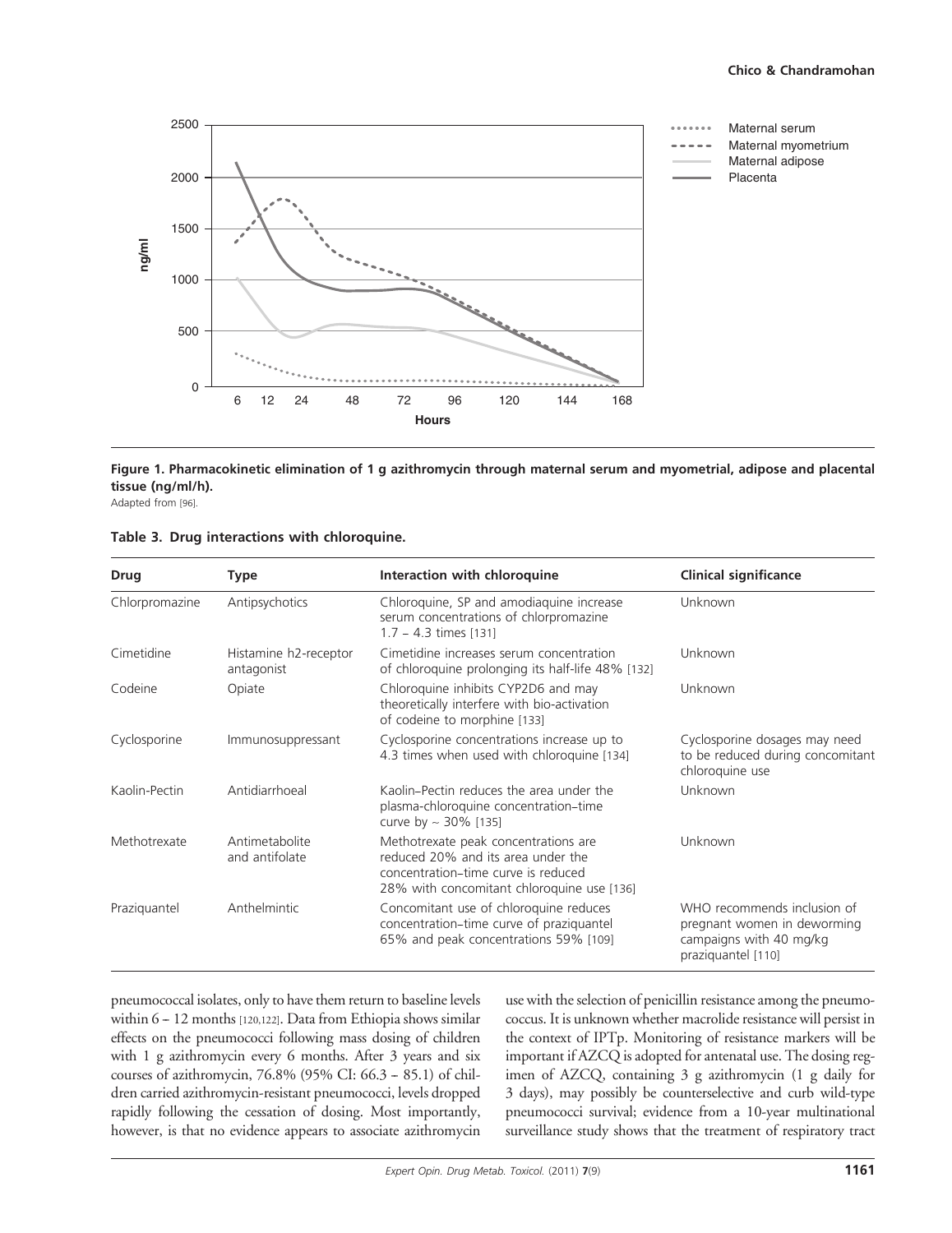**Figure 1. Pharmacokinetic elimination of 1 g azithromycin through maternal serum and myometrial, adipose and placental tissue (ng/ml/h).**
Adapted from [96].

**Table 3. Drug interactions with chloroquine.**

| Drug | Type | Interaction with chloroquine | Clinical significance |
|---|---|---|---|
| Chlorpromazine | Antipsychotics | Chloroquine, SP and amodiaquine increase serum concentrations of chlorpromazine 1.7 – 4.3 times [131] | Unknown |
| Cimetidine | Histamine h2-receptor antagonist | Cimetidine increases serum concentration of chloroquine prolonging its half-life 48% [132] | Unknown |
| Codeine | Opiate | Chloroquine inhibits CYP2D6 and may theoretically interfere with bio-activation of codeine to morphine [133] | Unknown |
| Cyclosporine | Immunosuppressant | Cyclosporine concentrations increase up to 4.3 times when used with chloroquine [134] | Cyclosporine dosages may need to be reduced during concomitant chloroquine use |
| Kaolin-Pectin | Antidiarrhoeal | Kaolin–Pectin reduces the area under the plasma-chloroquine concentration–time curve by ~ 30% [135] | Unknown |
| Methotrexate | Antimetabolite and antifolate | Methotrexate peak concentrations are reduced 20% and its area under the concentration–time curve is reduced 28% with concomitant chloroquine use [136] | Unknown |
| Praziquantel | Anthelmintic | Concomitant use of chloroquine reduces concentration–time curve of praziquantel 65% and peak concentrations 59% [109] | WHO recommends inclusion of pregnant women in deworming campaigns with 40 mg/kg praziquantel [110] |

pneumococcal isolates, only to have them return to baseline levels within 6 – 12 months [120,122]. Data from Ethiopia shows similar effects on the pneumococci following mass dosing of children with 1 g azithromycin every 6 months. After 3 years and six courses of azithromycin, 76.8% (95% CI: 66.3 – 85.1) of children carried azithromycin-resistant pneumococci, levels dropped rapidly following the cessation of dosing. Most importantly, however, is that no evidence appears to associate azithromycin use with the selection of penicillin resistance among the pneumococcus. It is unknown whether macrolide resistance will persist in the context of IPTp. Monitoring of resistance markers will be important if AZCQ is adopted for antenatal use. The dosing regimen of AZCQ, containing 3 g azithromycin (1 g daily for 3 days), may possibly be counterselective and curb wild-type pneumococci survival; evidence from a 10-year multinational surveillance study shows that the treatment of respiratory tract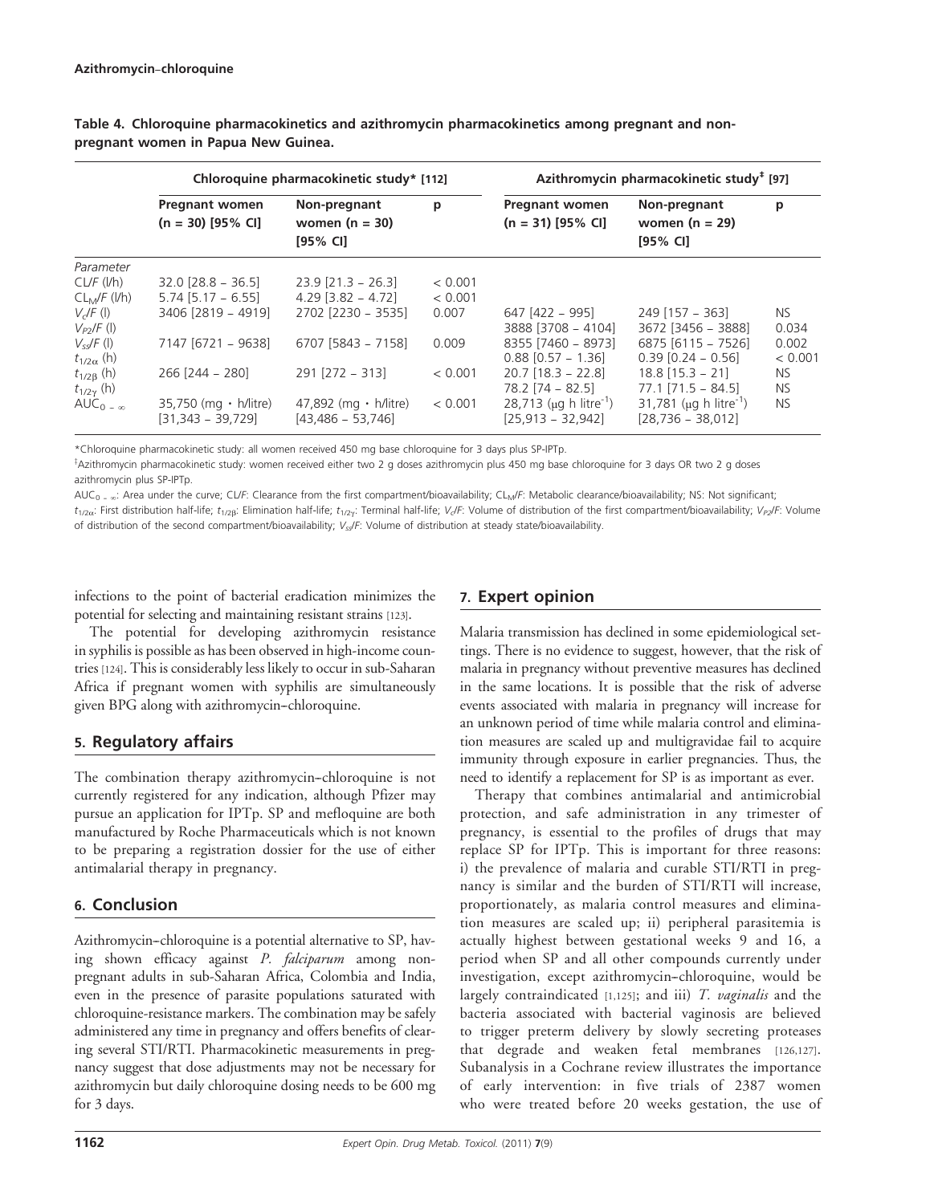**Azithromycin–chloroquine**

**Table 4. Chloroquine pharmacokinetics and azithromycin pharmacokinetics among pregnant and non-pregnant women in Papua New Guinea.**

| | Chloroquine pharmacokinetic study* [112] | | | Azithromycin pharmacokinetic study‡ [97] | | |
|---|---|---|---|---|---|---|
| | Pregnant women (n = 30) [95% CI] | Non-pregnant women (n = 30) [95% CI] | p | Pregnant women (n = 31) [95% CI] | Non-pregnant women (n = 29) [95% CI] | p |
| *Parameter* | | | | | | |
| $CL/F$ (l/h) | 32.0 [28.8 – 36.5] | 23.9 [21.3 – 26.3] | < 0.001 | | | |
| $CL_M/F$ (l/h) | 5.74 [5.17 – 6.55] | 4.29 [3.82 – 4.72] | < 0.001 | | | |
| $V_c/F$ (l) | 3406 [2819 – 4919] | 2702 [2230 – 3535] | 0.007 | 647 [422 – 995] | 249 [157 – 363] | NS |
| $V_{P2}/F$ (l) | | | | 3888 [3708 – 4104] | 3672 [3456 – 3888] | 0.034 |
| $V_{ss}/F$ (l) | 7147 [6721 – 9638] | 6707 [5843 – 7158] | 0.009 | 8355 [7460 – 8973] | 6875 [6115 – 7526] | 0.002 |
| $t_{1/2\alpha}$ (h) | | | | 0.88 [0.57 – 1.36] | 0.39 [0.24 – 0.56] | < 0.001 |
| $t_{1/2\beta}$ (h) | 266 [244 – 280] | 291 [272 – 313] | < 0.001 | 20.7 [18.3 – 22.8] | 18.8 [15.3 – 21] | NS |
| $t_{1/2\gamma}$ (h) | | | | 78.2 [74 – 82.5] | 77.1 [71.5 – 84.5] | NS |
| $AUC_{0-\infty}$ | 35,750 (mg · h/litre) [31,343 – 39,729] | 47,892 (mg · h/litre) [43,486 – 53,746] | < 0.001 | 28,713 (μg h litre$^{-1}$) [25,913 – 32,942] | 31,781 (μg h litre$^{-1}$) [28,736 – 38,012] | NS |

*Chloroquine pharmacokinetic study: all women received 450 mg base chloroquine for 3 days plus SP-IPTp.

‡Azithromycin pharmacokinetic study: women received either two 2 g doses azithromycin plus 450 mg base chloroquine for 3 days OR two 2 g doses azithromycin plus SP-IPTp.

$AUC_{0-\infty}$: Area under the curve; $CL/F$: Clearance from the first compartment/bioavailability; $CL_M/F$: Metabolic clearance/bioavailability; NS: Not significant; $t_{1/2\alpha}$: First distribution half-life; $t_{1/2\beta}$: Elimination half-life; $t_{1/2\gamma}$: Terminal half-life; $V_c/F$: Volume of distribution of the first compartment/bioavailability; $V_{P2}/F$: Volume of distribution of the second compartment/bioavailability; $V_{ss}/F$: Volume of distribution at steady state/bioavailability.

infections to the point of bacterial eradication minimizes the potential for selecting and maintaining resistant strains [123].

The potential for developing azithromycin resistance in syphilis is possible as has been observed in high-income countries [124]. This is considerably less likely to occur in sub-Saharan Africa if pregnant women with syphilis are simultaneously given BPG along with azithromycin–chloroquine.

## 5. Regulatory affairs

The combination therapy azithromycin–chloroquine is not currently registered for any indication, although Pfizer may pursue an application for IPTp. SP and mefloquine are both manufactured by Roche Pharmaceuticals which is not known to be preparing a registration dossier for the use of either antimalarial therapy in pregnancy.

## 6. Conclusion

Azithromycin–chloroquine is a potential alternative to SP, having shown efficacy against *P. falciparum* among non-pregnant adults in sub-Saharan Africa, Colombia and India, even in the presence of parasite populations saturated with chloroquine-resistance markers. The combination may be safely administered any time in pregnancy and offers benefits of clearing several STI/RTI. Pharmacokinetic measurements in pregnancy suggest that dose adjustments may not be necessary for azithromycin but daily chloroquine dosing needs to be 600 mg for 3 days.

## 7. Expert opinion

Malaria transmission has declined in some epidemiological settings. There is no evidence to suggest, however, that the risk of malaria in pregnancy without preventive measures has declined in the same locations. It is possible that the risk of adverse events associated with malaria in pregnancy will increase for an unknown period of time while malaria control and elimination measures are scaled up and multigravidae fail to acquire immunity through exposure in earlier pregnancies. Thus, the need to identify a replacement for SP is as important as ever.

Therapy that combines antimalarial and antimicrobial protection, and safe administration in any trimester of pregnancy, is essential to the profiles of drugs that may replace SP for IPTp. This is important for three reasons: i) the prevalence of malaria and curable STI/RTI in pregnancy is similar and the burden of STI/RTI will increase, proportionately, as malaria control measures and elimination measures are scaled up; ii) peripheral parasitemia is actually highest between gestational weeks 9 and 16, a period when SP and all other compounds currently under investigation, except azithromycin–chloroquine, would be largely contraindicated [1,125]; and iii) *T. vaginalis* and the bacteria associated with bacterial vaginosis are believed to trigger preterm delivery by slowly secreting proteases that degrade and weaken fetal membranes [126,127]. Subanalysis in a Cochrane review illustrates the importance of early intervention: in five trials of 2387 women who were treated before 20 weeks gestation, the use of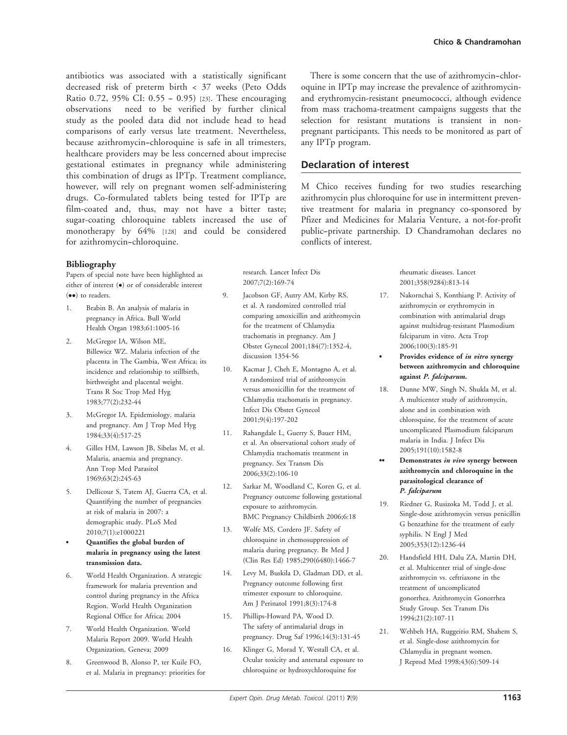antibiotics was associated with a statistically significant decreased risk of preterm birth < 37 weeks (Peto Odds Ratio 0.72, 95% CI: 0.55 – 0.95) [23]. These encouraging observations need to be verified by further clinical study as the pooled data did not include head to head comparisons of early versus late treatment. Nevertheless, because azithromycin–chloroquine is safe in all trimesters, healthcare providers may be less concerned about imprecise gestational estimates in pregnancy while administering this combination of drugs as IPTp. Treatment compliance, however, will rely on pregnant women self-administering drugs. Co-formulated tablets being tested for IPTp are film-coated and, thus, may not have a bitter taste; sugar-coating chloroquine tablets increased the use of monotherapy by 64% [128] and could be considered for azithromycin–chloroquine.

There is some concern that the use of azithromycin–chloroquine in IPTp may increase the prevalence of azithromycin- and erythromycin-resistant pneumococci, although evidence from mass trachoma-treatment campaigns suggests that the selection for resistant mutations is transient in non-pregnant participants. This needs to be monitored as part of any IPTp program.

## Declaration of interest

M Chico receives funding for two studies researching azithromycin plus chloroquine for use in intermittent preventive treatment for malaria in pregnancy co-sponsored by Pfizer and Medicines for Malaria Venture, a not-for-profit public–private partnership. D Chandramohan declares no conflicts of interest.

### Bibliography

Papers of special note have been highlighted as either of interest (•) or of considerable interest (••) to readers.

1. Brabin B. An analysis of malaria in pregnancy in Africa. Bull World Health Organ 1983;61:1005-16
2. McGregor IA, Wilson ME, Billewicz WZ. Malaria infection of the placenta in The Gambia, West Africa; its incidence and relationship to stillbirth, birthweight and placental weight. Trans R Soc Trop Med Hyg 1983;77(2):232-44
3. McGregor IA. Epidemiology, malaria and pregnancy. Am J Trop Med Hyg 1984;33(4):517-25
4. Gilles HM, Lawson JB, Sibelas M, et al. Malaria, anaemia and pregnancy. Ann Trop Med Parasitol 1969;63(2):245-63
5. Dellicour S, Tatem AJ, Guerra CA, et al. Quantifying the number of pregnancies at risk of malaria in 2007: a demographic study. PLoS Med 2010;7(1):e1000221
   - • **Quantifies the global burden of malaria in pregnancy using the latest transmission data.**
6. World Health Organization. A strategic framework for malaria prevention and control during pregnancy in the Africa Region. World Health Organization Regional Office for Africa; 2004
7. World Health Organization. World Malaria Report 2009. World Health Organization, Geneva; 2009
8. Greenwood B, Alonso P, ter Kuile FO, et al. Malaria in pregnancy: priorities for research. Lancet Infect Dis 2007;7(2):169-74
9. Jacobson GF, Autry AM, Kirby RS, et al. A randomized controlled trial comparing amoxicillin and azithromycin for the treatment of Chlamydia trachomatis in pregnancy. Am J Obstet Gynecol 2001;184(7):1352-4, discussion 1354-56
10. Kacmar J, Cheh E, Montagno A, et al. A randomized trial of azithromycin versus amoxicillin for the treatment of Chlamydia trachomatis in pregnancy. Infect Dis Obstet Gynecol 2001;9(4):197-202
11. Rahangdale L, Guerry S, Bauer HM, et al. An observational cohort study of Chlamydia trachomatis treatment in pregnancy. Sex Transm Dis 2006;33(2):106-10
12. Sarkar M, Woodland C, Koren G, et al. Pregnancy outcome following gestational exposure to azithromycin. BMC Pregnancy Childbirth 2006;6:18
13. Wolfe MS, Cordero JF. Safety of chloroquine in chemosuppression of malaria during pregnancy. Br Med J (Clin Res Ed) 1985;290(6480):1466-7
14. Levy M, Buskila D, Gladman DD, et al. Pregnancy outcome following first trimester exposure to chloroquine. Am J Perinatol 1991;8(3):174-8
15. Phillips-Howard PA, Wood D. The safety of antimalarial drugs in pregnancy. Drug Saf 1996;14(3):131-45
16. Klinger G, Morad Y, Westall CA, et al. Ocular toxicity and antenatal exposure to chloroquine or hydroxychloroquine for rheumatic diseases. Lancet 2001;358(9284):813-14
17. Nakornchai S, Konthiang P. Activity of azithromycin or erythromycin in combination with antimalarial drugs against multidrug-resistant Plasmodium falciparum in vitro. Acta Trop 2006;100(3):185-91
   - • **Provides evidence of *in vitro* synergy between azithromycin and chloroquine against *P. falciparum*.**
18. Dunne MW, Singh N, Shukla M, et al. A multicenter study of azithromycin, alone and in combination with chloroquine, for the treatment of acute uncomplicated Plasmodium falciparum malaria in India. J Infect Dis 2005;191(10):1582-8
   - •• **Demonstrates *in vivo* synergy between azithromycin and chloroquine in the parasitological clearance of *P. falciparum***
19. Riedner G, Rusizoka M, Todd J, et al. Single-dose azithromycin versus penicillin G benzathine for the treatment of early syphilis. N Engl J Med 2005;353(12):1236-44
20. Handsfield HH, Dalu ZA, Martin DH, et al. Multicenter trial of single-dose azithromycin vs. ceftriaxone in the treatment of uncomplicated gonorrhea. Azithromycin Gonorrhea Study Group. Sex Transm Dis 1994;21(2):107-11
21. Wehbeh HA, Ruggeirio RM, Shahem S, et al. Single-dose azithromycin for Chlamydia in pregnant women. J Reprod Med 1998;43(6):509-14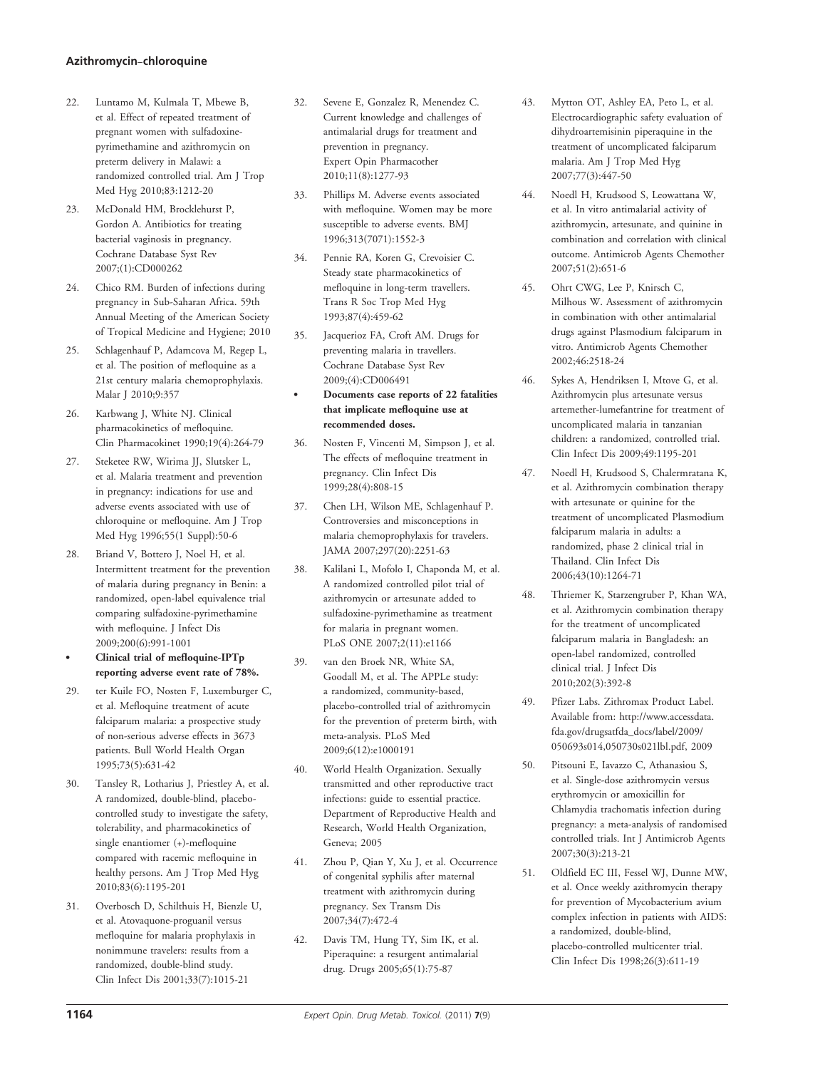22. Luntamo M, Kulmala T, Mbewe B, et al. Effect of repeated treatment of pregnant women with sulfadoxine-pyrimethamine and azithromycin on preterm delivery in Malawi: a randomized controlled trial. Am J Trop Med Hyg 2010;83:1212-20
23. McDonald HM, Brocklehurst P, Gordon A. Antibiotics for treating bacterial vaginosis in pregnancy. Cochrane Database Syst Rev 2007;(1):CD000262
24. Chico RM. Burden of infections during pregnancy in Sub-Saharan Africa. 59th Annual Meeting of the American Society of Tropical Medicine and Hygiene; 2010
25. Schlagenhauf P, Adamcova M, Regep L, et al. The position of mefloquine as a 21st century malaria chemoprophylaxis. Malar J 2010;9:357
26. Karbwang J, White NJ. Clinical pharmacokinetics of mefloquine. Clin Pharmacokinet 1990;19(4):264-79
27. Steketee RW, Wirima JJ, Slutsker L, et al. Malaria treatment and prevention in pregnancy: indications for use and adverse events associated with use of chloroquine or mefloquine. Am J Trop Med Hyg 1996;55(1 Suppl):50-6
28. Briand V, Bottero J, Noel H, et al. Intermittent treatment for the prevention of malaria during pregnancy in Benin: a randomized, open-label equivalence trial comparing sulfadoxine-pyrimethamine with mefloquine. J Infect Dis 2009;200(6):991-1001
    - **Clinical trial of mefloquine-IPTp reporting adverse event rate of 78%.**
29. ter Kuile FO, Nosten F, Luxemburger C, et al. Mefloquine treatment of acute falciparum malaria: a prospective study of non-serious adverse effects in 3673 patients. Bull World Health Organ 1995;73(5):631-42
30. Tansley R, Lotharius J, Priestley A, et al. A randomized, double-blind, placebo-controlled study to investigate the safety, tolerability, and pharmacokinetics of single enantiomer (+)-mefloquine compared with racemic mefloquine in healthy persons. Am J Trop Med Hyg 2010;83(6):1195-201
31. Overbosch D, Schilthuis H, Bienzle U, et al. Atovaquone-proguanil versus mefloquine for malaria prophylaxis in nonimmune travelers: results from a randomized, double-blind study. Clin Infect Dis 2001;33(7):1015-21
32. Sevene E, Gonzalez R, Menendez C. Current knowledge and challenges of antimalarial drugs for treatment and prevention in pregnancy. Expert Opin Pharmacother 2010;11(8):1277-93
33. Phillips M. Adverse events associated with mefloquine. Women may be more susceptible to adverse events. BMJ 1996;313(7071):1552-3
34. Pennie RA, Koren G, Crevoisier C. Steady state pharmacokinetics of mefloquine in long-term travellers. Trans R Soc Trop Med Hyg 1993;87(4):459-62
35. Jacquerioz FA, Croft AM. Drugs for preventing malaria in travellers. Cochrane Database Syst Rev 2009;(4):CD006491
    - **Documents case reports of 22 fatalities that implicate mefloquine use at recommended doses.**
36. Nosten F, Vincenti M, Simpson J, et al. The effects of mefloquine treatment in pregnancy. Clin Infect Dis 1999;28(4):808-15
37. Chen LH, Wilson ME, Schlagenhauf P. Controversies and misconceptions in malaria chemoprophylaxis for travelers. JAMA 2007;297(20):2251-63
38. Kalilani L, Mofolo I, Chaponda M, et al. A randomized controlled pilot trial of azithromycin or artesunate added to sulfadoxine-pyrimethamine as treatment for malaria in pregnant women. PLoS ONE 2007;2(11):e1166
39. van den Broek NR, White SA, Goodall M, et al. The APPLe study: a randomized, community-based, placebo-controlled trial of azithromycin for the prevention of preterm birth, with meta-analysis. PLoS Med 2009;6(12):e1000191
40. World Health Organization. Sexually transmitted and other reproductive tract infections: guide to essential practice. Department of Reproductive Health and Research, World Health Organization, Geneva; 2005
41. Zhou P, Qian Y, Xu J, et al. Occurrence of congenital syphilis after maternal treatment with azithromycin during pregnancy. Sex Transm Dis 2007;34(7):472-4
42. Davis TM, Hung TY, Sim IK, et al. Piperaquine: a resurgent antimalarial drug. Drugs 2005;65(1):75-87
43. Mytton OT, Ashley EA, Peto L, et al. Electrocardiographic safety evaluation of dihydroartemisinin piperaquine in the treatment of uncomplicated falciparum malaria. Am J Trop Med Hyg 2007;77(3):447-50
44. Noedl H, Krudsood S, Leowattana W, et al. In vitro antimalarial activity of azithromycin, artesunate, and quinine in combination and correlation with clinical outcome. Antimicrob Agents Chemother 2007;51(2):651-6
45. Ohrt CWG, Lee P, Knirsch C, Milhous W. Assessment of azithromycin in combination with other antimalarial drugs against Plasmodium falciparum in vitro. Antimicrob Agents Chemother 2002;46:2518-24
46. Sykes A, Hendriksen I, Mtove G, et al. Azithromycin plus artesunate versus artemether-lumefantrine for treatment of uncomplicated malaria in tanzanian children: a randomized, controlled trial. Clin Infect Dis 2009;49:1195-201
47. Noedl H, Krudsood S, Chalermratana K, et al. Azithromycin combination therapy with artesunate or quinine for the treatment of uncomplicated Plasmodium falciparum malaria in adults: a randomized, phase 2 clinical trial in Thailand. Clin Infect Dis 2006;43(10):1264-71
48. Thriemer K, Starzengruber P, Khan WA, et al. Azithromycin combination therapy for the treatment of uncomplicated falciparum malaria in Bangladesh: an open-label randomized, controlled clinical trial. J Infect Dis 2010;202(3):392-8
49. Pfizer Labs. Zithromax Product Label. Available from: http://www.accessdata.fda.gov/drugsatfda_docs/label/2009/050693s014,050730s021lbl.pdf, 2009
50. Pitsouni E, Iavazzo C, Athanasiou S, et al. Single-dose azithromycin versus erythromycin or amoxicillin for Chlamydia trachomatis infection during pregnancy: a meta-analysis of randomised controlled trials. Int J Antimicrob Agents 2007;30(3):213-21
51. Oldfield EC III, Fessel WJ, Dunne MW, et al. Once weekly azithromycin therapy for prevention of Mycobacterium avium complex infection in patients with AIDS: a randomized, double-blind, placebo-controlled multicenter trial. Clin Infect Dis 1998;26(3):611-19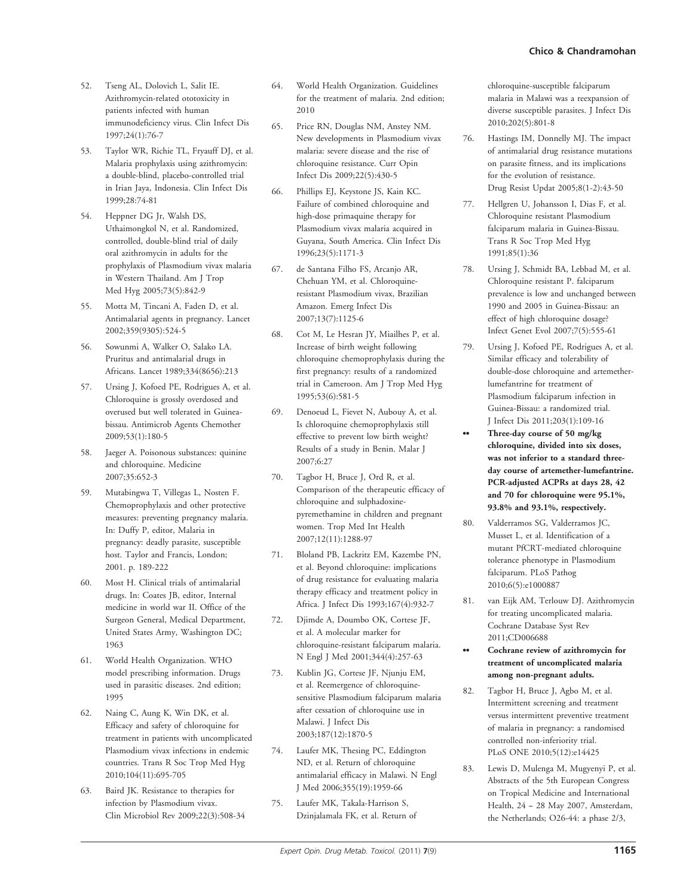52. Tseng AL, Dolovich L, Salit IE. Azithromycin-related ototoxicity in patients infected with human immunodeficiency virus. Clin Infect Dis 1997;24(1):76-7

53. Taylor WR, Richie TL, Fryauff DJ, et al. Malaria prophylaxis using azithromycin: a double-blind, placebo-controlled trial in Irian Jaya, Indonesia. Clin Infect Dis 1999;28:74-81

54. Heppner DG Jr, Walsh DS, Uthaimongkol N, et al. Randomized, controlled, double-blind trial of daily oral azithromycin in adults for the prophylaxis of Plasmodium vivax malaria in Western Thailand. Am J Trop Med Hyg 2005;73(5):842-9

55. Motta M, Tincani A, Faden D, et al. Antimalarial agents in pregnancy. Lancet 2002;359(9305):524-5

56. Sowunmi A, Walker O, Salako LA. Pruritus and antimalarial drugs in Africans. Lancet 1989;334(8656):213

57. Ursing J, Kofoed PE, Rodrigues A, et al. Chloroquine is grossly overdosed and overused but well tolerated in Guinea-bissau. Antimicrob Agents Chemother 2009;53(1):180-5

58. Jaeger A. Poisonous substances: quinine and chloroquine. Medicine 2007;35:652-3

59. Mutabingwa T, Villegas L, Nosten F. Chemoprophylaxis and other protective measures: preventing pregnancy malaria. In: Duffy P, editor, Malaria in pregnancy: deadly parasite, susceptible host. Taylor and Francis, London; 2001. p. 189-222

60. Most H. Clinical trials of antimalarial drugs. In: Coates JB, editor, Internal medicine in world war II. Office of the Surgeon General, Medical Department, United States Army, Washington DC; 1963

61. World Health Organization. WHO model prescribing information. Drugs used in parasitic diseases. 2nd edition; 1995

62. Naing C, Aung K, Win DK, et al. Efficacy and safety of chloroquine for treatment in patients with uncomplicated Plasmodium vivax infections in endemic countries. Trans R Soc Trop Med Hyg 2010;104(11):695-705

63. Baird JK. Resistance to therapies for infection by Plasmodium vivax. Clin Microbiol Rev 2009;22(3):508-34

64. World Health Organization. Guidelines for the treatment of malaria. 2nd edition; 2010

65. Price RN, Douglas NM, Anstey NM. New developments in Plasmodium vivax malaria: severe disease and the rise of chloroquine resistance. Curr Opin Infect Dis 2009;22(5):430-5

66. Phillips EJ, Keystone JS, Kain KC. Failure of combined chloroquine and high-dose primaquine therapy for Plasmodium vivax malaria acquired in Guyana, South America. Clin Infect Dis 1996;23(5):1171-3

67. de Santana Filho FS, Arcanjo AR, Chehuan YM, et al. Chloroquine-resistant Plasmodium vivax, Brazilian Amazon. Emerg Infect Dis 2007;13(7):1125-6

68. Cot M, Le Hesran JY, Miailhes P, et al. Increase of birth weight following chloroquine chemoprophylaxis during the first pregnancy: results of a randomized trial in Cameroon. Am J Trop Med Hyg 1995;53(6):581-5

69. Denoeud L, Fievet N, Aubouy A, et al. Is chloroquine chemoprophylaxis still effective to prevent low birth weight? Results of a study in Benin. Malar J 2007;6:27

70. Tagbor H, Bruce J, Ord R, et al. Comparison of the therapeutic efficacy of chloroquine and sulphadoxine-pyremethamine in children and pregnant women. Trop Med Int Health 2007;12(11):1288-97

71. Bloland PB, Lackritz EM, Kazembe PN, et al. Beyond chloroquine: implications of drug resistance for evaluating malaria therapy efficacy and treatment policy in Africa. J Infect Dis 1993;167(4):932-7

72. Djimde A, Doumbo OK, Cortese JF, et al. A molecular marker for chloroquine-resistant falciparum malaria. N Engl J Med 2001;344(4):257-63

73. Kublin JG, Cortese JF, Njunju EM, et al. Reemergence of chloroquine-sensitive Plasmodium falciparum malaria after cessation of chloroquine use in Malawi. J Infect Dis 2003;187(12):1870-5

74. Laufer MK, Thesing PC, Eddington ND, et al. Return of chloroquine antimalarial efficacy in Malawi. N Engl J Med 2006;355(19):1959-66

75. Laufer MK, Takala-Harrison S, Dzinjalamala FK, et al. Return of chloroquine-susceptible falciparum malaria in Malawi was a reexpansion of diverse susceptible parasites. J Infect Dis 2010;202(5):801-8

76. Hastings IM, Donnelly MJ. The impact of antimalarial drug resistance mutations on parasite fitness, and its implications for the evolution of resistance. Drug Resist Updat 2005;8(1-2):43-50

77. Hellgren U, Johansson I, Dias F, et al. Chloroquine resistant Plasmodium falciparum malaria in Guinea-Bissau. Trans R Soc Trop Med Hyg 1991;85(1):36

78. Ursing J, Schmidt BA, Lebbad M, et al. Chloroquine resistant P. falciparum prevalence is low and unchanged between 1990 and 2005 in Guinea-Bissau: an effect of high chloroquine dosage? Infect Genet Evol 2007;7(5):555-61

79. Ursing J, Kofoed PE, Rodrigues A, et al. Similar efficacy and tolerability of double-dose chloroquine and artemether-lumefantrine for treatment of Plasmodium falciparum infection in Guinea-Bissau: a randomized trial. J Infect Dis 2011;203(1):109-16

•• **Three-day course of 50 mg/kg chloroquine, divided into six doses, was not inferior to a standard three-day course of artemether-lumefantrine. PCR-adjusted ACPRs at days 28, 42 and 70 for chloroquine were 95.1%, 93.8% and 93.1%, respectively.**

80. Valderramos SG, Valderramos JC, Musset L, et al. Identification of a mutant PfCRT-mediated chloroquine tolerance phenotype in Plasmodium falciparum. PLoS Pathog 2010;6(5):e1000887

81. van Eijk AM, Terlouw DJ. Azithromycin for treating uncomplicated malaria. Cochrane Database Syst Rev 2011;CD006688

•• **Cochrane review of azithromycin for treatment of uncomplicated malaria among non-pregnant adults.**

82. Tagbor H, Bruce J, Agbo M, et al. Intermittent screening and treatment versus intermittent preventive treatment of malaria in pregnancy: a randomised controlled non-inferiority trial. PLoS ONE 2010;5(12):e14425

83. Lewis D, Mulenga M, Mugyenyi P, et al. Abstracts of the 5th European Congress on Tropical Medicine and International Health, 24 – 28 May 2007, Amsterdam, the Netherlands; O26-44: a phase 2/3,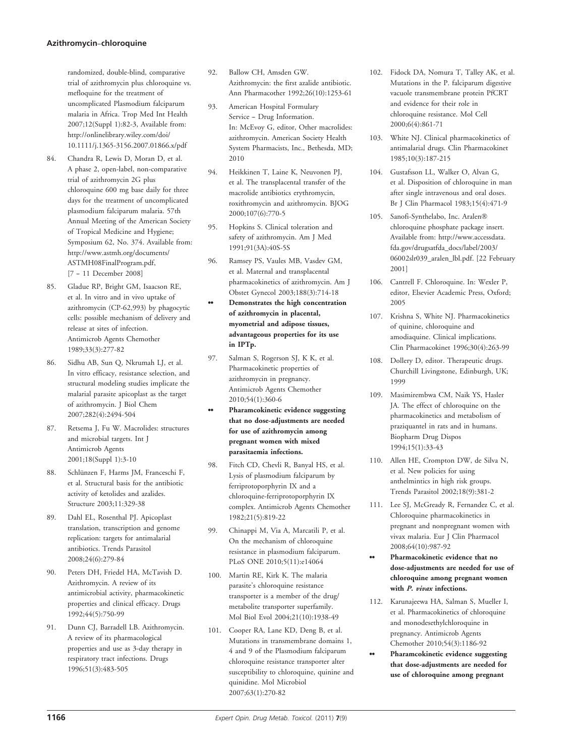randomized, double-blind, comparative trial of azithromycin plus chloroquine vs. mefloquine for the treatment of uncomplicated Plasmodium falciparum malaria in Africa. Trop Med Int Health 2007;12(Suppl 1):82-3, Available from: http://onlinelibrary.wiley.com/doi/10.1111/j.1365-3156.2007.01866.x/pdf

84. Chandra R, Lewis D, Moran D, et al. A phase 2, open-label, non-comparative trial of azithromycin 2G plus chloroquine 600 mg base daily for three days for the treatment of uncomplicated plasmodium falciparum malaria. 57th Annual Meeting of the American Society of Tropical Medicine and Hygiene; Symposium 62, No. 374. Available from: http://www.astmh.org/documents/ASTMH08FinalProgram.pdf, [7 – 11 December 2008]

85. Gladue RP, Bright GM, Isaacson RE, et al. In vitro and in vivo uptake of azithromycin (CP-62,993) by phagocytic cells: possible mechanism of delivery and release at sites of infection. Antimicrob Agents Chemother 1989;33(3):277-82

86. Sidhu AB, Sun Q, Nkrumah LJ, et al. In vitro efficacy, resistance selection, and structural modeling studies implicate the malarial parasite apicoplast as the target of azithromycin. J Biol Chem 2007;282(4):2494-504

87. Retsema J, Fu W. Macrolides: structures and microbial targets. Int J Antimicrob Agents 2001;18(Suppl 1):3-10

88. Schlünzen F, Harms JM, Franceschi F, et al. Structural basis for the antibiotic activity of ketolides and azalides. Structure 2003;11:329-38

89. Dahl EL, Rosenthal PJ. Apicoplast translation, transcription and genome replication: targets for antimalarial antibiotics. Trends Parasitol 2008;24(6):279-84

90. Peters DH, Friedel HA, McTavish D. Azithromycin. A review of its antimicrobial activity, pharmacokinetic properties and clinical efficacy. Drugs 1992;44(5):750-99

91. Dunn CJ, Barradell LB. Azithromycin. A review of its pharmacological properties and use as 3-day therapy in respiratory tract infections. Drugs 1996;51(3):483-505

92. Ballow CH, Amsden GW. Azithromycin: the first azalide antibiotic. Ann Pharmacother 1992;26(10):1253-61

93. American Hospital Formulary Service – Drug Information. In: McEvoy G, editor, Other macrolides: azithromycin. American Society Health System Pharmacists, Inc., Bethesda, MD; 2010

94. Heikkinen T, Laine K, Neuvonen PJ, et al. The transplacental transfer of the macrolide antibiotics erythromycin, roxithromycin and azithromycin. BJOG 2000;107(6):770-5

95. Hopkins S. Clinical toleration and safety of azithromycin. Am J Med 1991;91(3A):40S-5S

96. Ramsey PS, Vaules MB, Vasdev GM, et al. Maternal and transplacental pharmacokinetics of azithromycin. Am J Obstet Gynecol 2003;188(3):714-18

•• **Demonstrates the high concentration of azithromycin in placental, myometrial and adipose tissues, advantageous properties for its use in IPTp.**

97. Salman S, Rogerson SJ, K K, et al. Pharmacokinetic properties of azithromycin in pregnancy. Antimicrob Agents Chemother 2010;54(1):360-6

•• **Pharamcokinetic evidence suggesting that no dose-adjustments are needed for use of azithromycin among pregnant women with mixed parasitaemia infections.**

98. Fitch CD, Chevli R, Banyal HS, et al. Lysis of plasmodium falciparum by ferriprotoporphyrin IX and a chloroquine-ferriprotoporphyrin IX complex. Antimicrob Agents Chemother 1982;21(5):819-22

99. Chinappi M, Via A, Marcatili P, et al. On the mechanism of chloroquine resistance in plasmodium falciparum. PLoS ONE 2010;5(11):e14064

100. Martin RE, Kirk K. The malaria parasite's chloroquine resistance transporter is a member of the drug/metabolite transporter superfamily. Mol Biol Evol 2004;21(10):1938-49

101. Cooper RA, Lane KD, Deng B, et al. Mutations in transmembrane domains 1, 4 and 9 of the Plasmodium falciparum chloroquine resistance transporter alter susceptibility to chloroquine, quinine and quinidine. Mol Microbiol 2007;63(1):270-82

102. Fidock DA, Nomura T, Talley AK, et al. Mutations in the P. falciparum digestive vacuole transmembrane protein PfCRT and evidence for their role in chloroquine resistance. Mol Cell 2000;6(4):861-71

103. White NJ. Clinical pharmacokinetics of antimalarial drugs. Clin Pharmacokinet 1985;10(3):187-215

104. Gustafsson LL, Walker O, Alvan G, et al. Disposition of chloroquine in man after single intravenous and oral doses. Br J Clin Pharmacol 1983;15(4):471-9

105. Sanofi-Synthelabo, Inc. Aralen® chloroquine phosphate package insert. Available from: http://www.accessdata.fda.gov/drugsatfda_docs/label/2003/06002slr039_aralen_lbl.pdf. [22 February 2001]

106. Cantrell F. Chloroquine. In: Wexler P, editor, Elsevier Academic Press, Oxford; 2005

107. Krishna S, White NJ. Pharmacokinetics of quinine, chloroquine and amodiaquine. Clinical implications. Clin Pharmacokinet 1996;30(4):263-99

108. Dollery D, editor. Therapeutic drugs. Churchill Livingstone, Edinburgh, UK; 1999

109. Masimirembwa CM, Naik YS, Hasler JA. The effect of chloroquine on the pharmacokinetics and metabolism of praziquantel in rats and in humans. Biopharm Drug Dispos 1994;15(1):33-43

110. Allen HE, Crompton DW, de Silva N, et al. New policies for using anthelmintics in high risk groups. Trends Parasitol 2002;18(9):381-2

111. Lee SJ, McGready R, Fernandez C, et al. Chloroquine pharmacokinetics in pregnant and nonpregnant women with vivax malaria. Eur J Clin Pharmacol 2008;64(10):987-92

•• **Pharmacokinetic evidence that no dose-adjustments are needed for use of chloroquine among pregnant women with *P. vivax* infections.**

112. Karunajeewa HA, Salman S, Mueller I, et al. Pharmacokinetics of chloroquine and monodesethylchloroquine in pregnancy. Antimicrob Agents Chemother 2010;54(3):1186-92

•• **Pharamcokinetic evidence suggesting that dose-adjustments are needed for use of chloroquine among pregnant**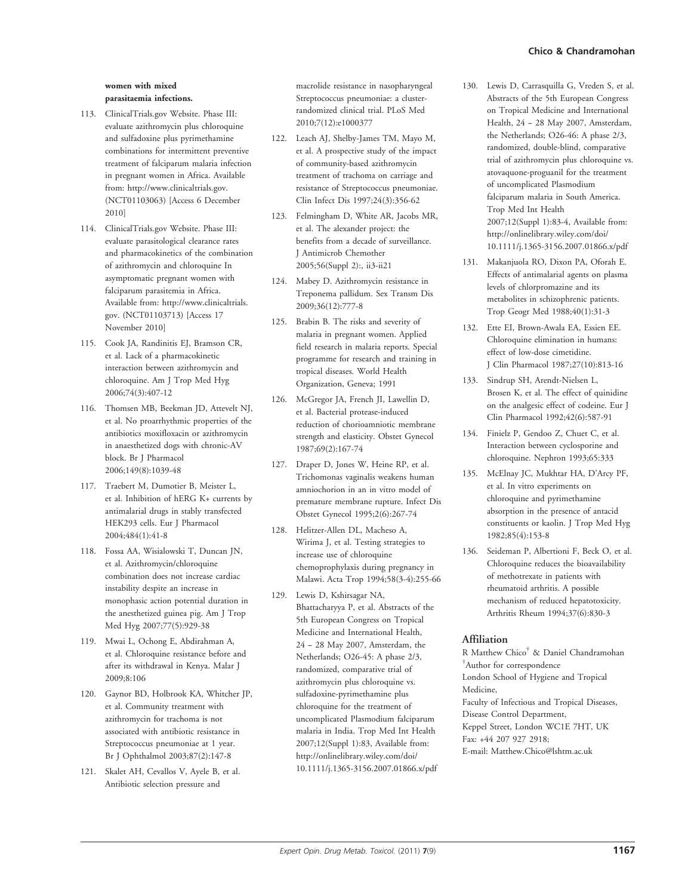**women with mixed parasitaemia infections.**

113. ClinicalTrials.gov Website. Phase III: evaluate azithromycin plus chloroquine and sulfadoxine plus pyrimethamine combinations for intermittent preventive treatment of falciparum malaria infection in pregnant women in Africa. Available from: http://www.clinicaltrials.gov. (NCT01103063) [Access 6 December 2010]

114. ClinicalTrials.gov Website. Phase III: evaluate parasitological clearance rates and pharmacokinetics of the combination of azithromycin and chloroquine In asymptomatic pregnant women with falciparum parasitemia in Africa. Available from: http://www.clinicaltrials.gov. (NCT01103713) [Access 17 November 2010]

115. Cook JA, Randinitis EJ, Bramson CR, et al. Lack of a pharmacokinetic interaction between azithromycin and chloroquine. Am J Trop Med Hyg 2006;74(3):407-12

116. Thomsen MB, Beekman JD, Attevelt NJ, et al. No proarrhythmic properties of the antibiotics moxifloxacin or azithromycin in anaesthetized dogs with chronic-AV block. Br J Pharmacol 2006;149(8):1039-48

117. Traebert M, Dumotier B, Meister L, et al. Inhibition of hERG K+ currents by antimalarial drugs in stably transfected HEK293 cells. Eur J Pharmacol 2004;484(1):41-8

118. Fossa AA, Wisialowski T, Duncan JN, et al. Azithromycin/chloroquine combination does not increase cardiac instability despite an increase in monophasic action potential duration in the anesthetized guinea pig. Am J Trop Med Hyg 2007;77(5):929-38

119. Mwai L, Ochong E, Abdirahman A, et al. Chloroquine resistance before and after its withdrawal in Kenya. Malar J 2009;8:106

120. Gaynor BD, Holbrook KA, Whitcher JP, et al. Community treatment with azithromycin for trachoma is not associated with antibiotic resistance in Streptococcus pneumoniae at 1 year. Br J Ophthalmol 2003;87(2):147-8

121. Skalet AH, Cevallos V, Ayele B, et al. Antibiotic selection pressure and macrolide resistance in nasopharyngeal Streptococcus pneumoniae: a cluster-randomized clinical trial. PLoS Med 2010;7(12):e1000377

122. Leach AJ, Shelby-James TM, Mayo M, et al. A prospective study of the impact of community-based azithromycin treatment of trachoma on carriage and resistance of Streptococcus pneumoniae. Clin Infect Dis 1997;24(3):356-62

123. Felmingham D, White AR, Jacobs MR, et al. The alexander project: the benefits from a decade of surveillance. J Antimicrob Chemother 2005;56(Suppl 2):, ii3-ii21

124. Mabey D. Azithromycin resistance in Treponema pallidum. Sex Transm Dis 2009;36(12):777-8

125. Brabin B. The risks and severity of malaria in pregnant women. Applied field research in malaria reports. Special programme for research and training in tropical diseases. World Health Organization, Geneva; 1991

126. McGregor JA, French JI, Lawellin D, et al. Bacterial protease-induced reduction of chorioamniotic membrane strength and elasticity. Obstet Gynecol 1987;69(2):167-74

127. Draper D, Jones W, Heine RP, et al. Trichomonas vaginalis weakens human amniochorion in an in vitro model of premature membrane rupture. Infect Dis Obstet Gynecol 1995;2(6):267-74

128. Helitzer-Allen DL, Macheso A, Wirima J, et al. Testing strategies to increase use of chloroquine chemoprophylaxis during pregnancy in Malawi. Acta Trop 1994;58(3-4):255-66

129. Lewis D, Kshirsagar NA, Bhattacharyya P, et al. Abstracts of the 5th European Congress on Tropical Medicine and International Health, 24 – 28 May 2007, Amsterdam, the Netherlands; O26-45: A phase 2/3, randomized, comparative trial of azithromycin plus chloroquine vs. sulfadoxine-pyrimethamine plus chloroquine for the treatment of uncomplicated Plasmodium falciparum malaria in India. Trop Med Int Health 2007;12(Suppl 1):83, Available from: http://onlinelibrary.wiley.com/doi/10.1111/j.1365-3156.2007.01866.x/pdf

130. Lewis D, Carrasquilla G, Vreden S, et al. Abstracts of the 5th European Congress on Tropical Medicine and International Health, 24 – 28 May 2007, Amsterdam, the Netherlands; O26-46: A phase 2/3, randomized, double-blind, comparative trial of azithromycin plus chloroquine vs. atovaquone-proguanil for the treatment of uncomplicated Plasmodium falciparum malaria in South America. Trop Med Int Health 2007;12(Suppl 1):83-4, Available from: http://onlinelibrary.wiley.com/doi/10.1111/j.1365-3156.2007.01866.x/pdf

131. Makanjuola RO, Dixon PA, Oforah E. Effects of antimalarial agents on plasma levels of chlorpromazine and its metabolites in schizophrenic patients. Trop Geogr Med 1988;40(1):31-3

132. Ette EI, Brown-Awala EA, Essien EE. Chloroquine elimination in humans: effect of low-dose cimetidine. J Clin Pharmacol 1987;27(10):813-16

133. Sindrup SH, Arendt-Nielsen L, Brosen K, et al. The effect of quinidine on the analgesic effect of codeine. Eur J Clin Pharmacol 1992;42(6):587-91

134. Finielz P, Gendoo Z, Chuet C, et al. Interaction between cyclosporine and chloroquine. Nephron 1993;65:333

135. McElnay JC, Mukhtar HA, D'Arcy PF, et al. In vitro experiments on chloroquine and pyrimethamine absorption in the presence of antacid constituents or kaolin. J Trop Med Hyg 1982;85(4):153-8

136. Seideman P, Albertioni F, Beck O, et al. Chloroquine reduces the bioavailability of methotrexate in patients with rheumatoid arthritis. A possible mechanism of reduced hepatotoxicity. Arthritis Rheum 1994;37(6):830-3

## Affiliation

R Matthew Chico[†] & Daniel Chandramohan
[†]Author for correspondence
London School of Hygiene and Tropical Medicine,
Faculty of Infectious and Tropical Diseases, Disease Control Department,
Keppel Street, London WC1E 7HT, UK
Fax: +44 207 927 2918;
E-mail: Matthew.Chico@lshtm.ac.uk